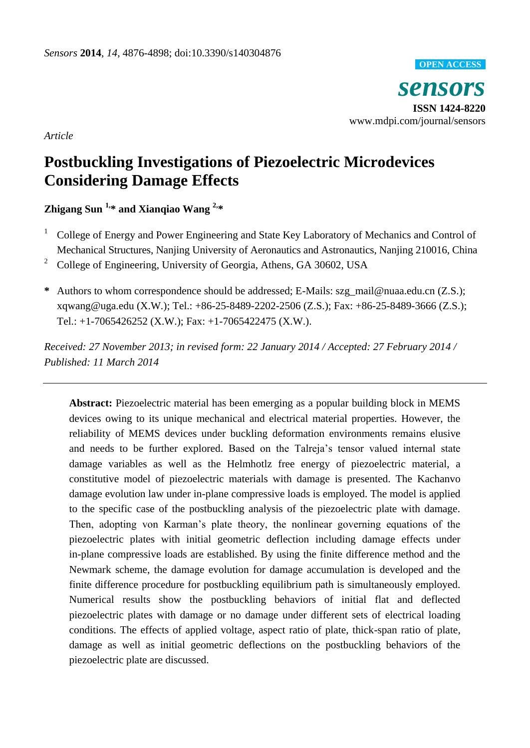*Article*

# Postbuckling Investigations of Piezoelectric Microdevices Considering Damage Effects

**Zhigang Sun [1,*] and Xianqiao Wang [2,*]**

[1] College of Energy and Power Engineering and State Key Laboratory of Mechanics and Control of Mechanical Structures, Nanjing University of Aeronautics and Astronautics, Nanjing 210016, China

[2] College of Engineering, University of Georgia, Athens, GA 30602, USA

**\*** Authors to whom correspondence should be addressed; E-Mails: szg_mail@nuaa.edu.cn (Z.S.); xqwang@uga.edu (X.W.); Tel.: +86-25-8489-2202-2506 (Z.S.); Fax: +86-25-8489-3666 (Z.S.); Tel.: +1-7065426252 (X.W.); Fax: +1-7065422475 (X.W.).

*Received: 27 November 2013; in revised form: 22 January 2014 / Accepted: 27 February 2014 / Published: 11 March 2014*

---

**Abstract:** Piezoelectric material has been emerging as a popular building block in MEMS devices owing to its unique mechanical and electrical material properties. However, the reliability of MEMS devices under buckling deformation environments remains elusive and needs to be further explored. Based on the Talreja's tensor valued internal state damage variables as well as the Helmhotlz free energy of piezoelectric material, a constitutive model of piezoelectric materials with damage is presented. The Kachanvo damage evolution law under in-plane compressive loads is employed. The model is applied to the specific case of the postbuckling analysis of the piezoelectric plate with damage. Then, adopting von Karman's plate theory, the nonlinear governing equations of the piezoelectric plates with initial geometric deflection including damage effects under in-plane compressive loads are established. By using the finite difference method and the Newmark scheme, the damage evolution for damage accumulation is developed and the finite difference procedure for postbuckling equilibrium path is simultaneously employed. Numerical results show the postbuckling behaviors of initial flat and deflected piezoelectric plates with damage or no damage under different sets of electrical loading conditions. The effects of applied voltage, aspect ratio of plate, thick-span ratio of plate, damage as well as initial geometric deflections on the postbuckling behaviors of the piezoelectric plate are discussed.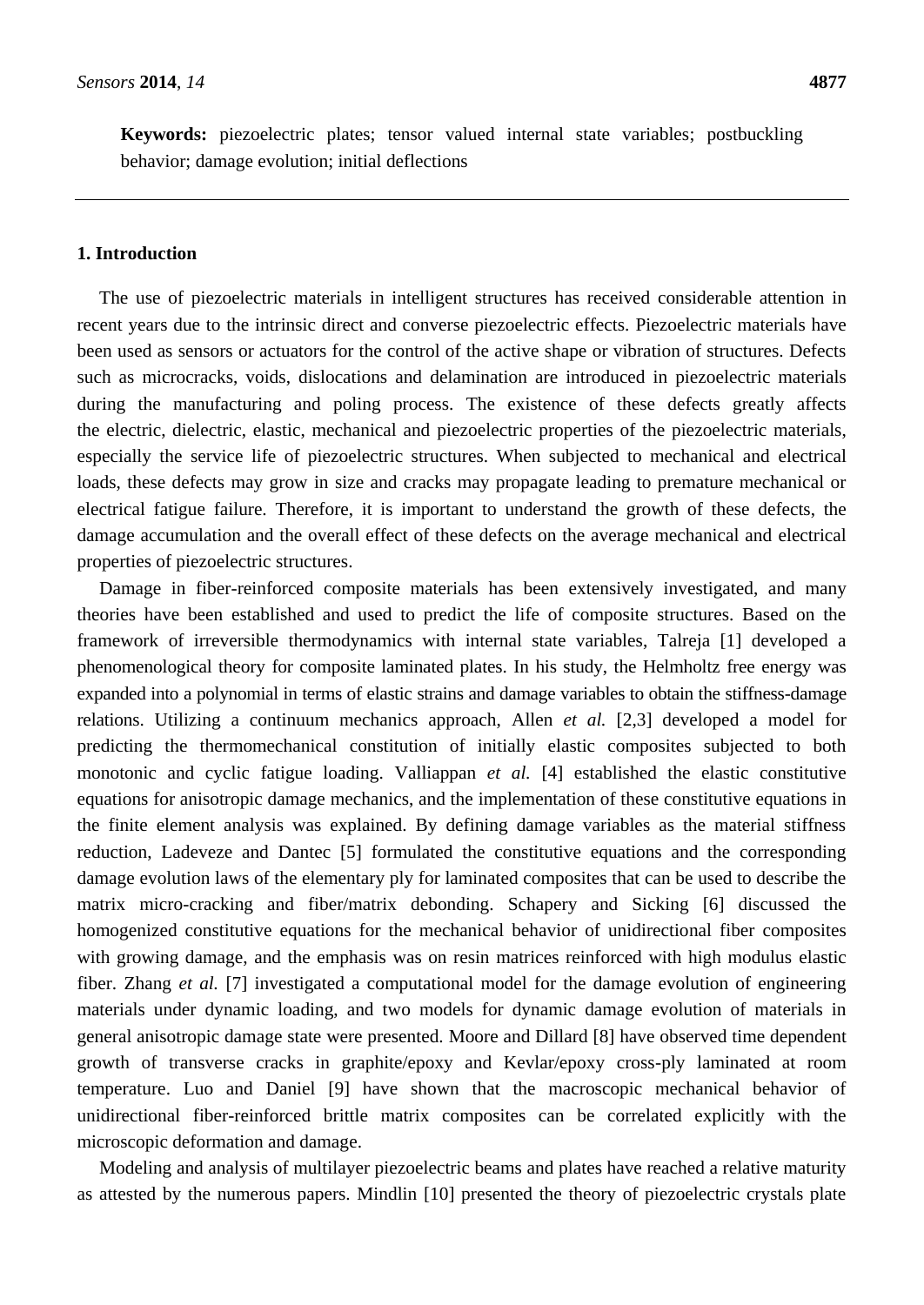**Keywords:** piezoelectric plates; tensor valued internal state variables; postbuckling behavior; damage evolution; initial deflections

## 1. Introduction

The use of piezoelectric materials in intelligent structures has received considerable attention in recent years due to the intrinsic direct and converse piezoelectric effects. Piezoelectric materials have been used as sensors or actuators for the control of the active shape or vibration of structures. Defects such as microcracks, voids, dislocations and delamination are introduced in piezoelectric materials during the manufacturing and poling process. The existence of these defects greatly affects the electric, dielectric, elastic, mechanical and piezoelectric properties of the piezoelectric materials, especially the service life of piezoelectric structures. When subjected to mechanical and electrical loads, these defects may grow in size and cracks may propagate leading to premature mechanical or electrical fatigue failure. Therefore, it is important to understand the growth of these defects, the damage accumulation and the overall effect of these defects on the average mechanical and electrical properties of piezoelectric structures.

Damage in fiber-reinforced composite materials has been extensively investigated, and many theories have been established and used to predict the life of composite structures. Based on the framework of irreversible thermodynamics with internal state variables, Talreja [1] developed a phenomenological theory for composite laminated plates. In his study, the Helmholtz free energy was expanded into a polynomial in terms of elastic strains and damage variables to obtain the stiffness-damage relations. Utilizing a continuum mechanics approach, Allen *et al.* [2,3] developed a model for predicting the thermomechanical constitution of initially elastic composites subjected to both monotonic and cyclic fatigue loading. Valliappan *et al.* [4] established the elastic constitutive equations for anisotropic damage mechanics, and the implementation of these constitutive equations in the finite element analysis was explained. By defining damage variables as the material stiffness reduction, Ladeveze and Dantec [5] formulated the constitutive equations and the corresponding damage evolution laws of the elementary ply for laminated composites that can be used to describe the matrix micro-cracking and fiber/matrix debonding. Schapery and Sicking [6] discussed the homogenized constitutive equations for the mechanical behavior of unidirectional fiber composites with growing damage, and the emphasis was on resin matrices reinforced with high modulus elastic fiber. Zhang *et al.* [7] investigated a computational model for the damage evolution of engineering materials under dynamic loading, and two models for dynamic damage evolution of materials in general anisotropic damage state were presented. Moore and Dillard [8] have observed time dependent growth of transverse cracks in graphite/epoxy and Kevlar/epoxy cross-ply laminated at room temperature. Luo and Daniel [9] have shown that the macroscopic mechanical behavior of unidirectional fiber-reinforced brittle matrix composites can be correlated explicitly with the microscopic deformation and damage.

Modeling and analysis of multilayer piezoelectric beams and plates have reached a relative maturity as attested by the numerous papers. Mindlin [10] presented the theory of piezoelectric crystals plate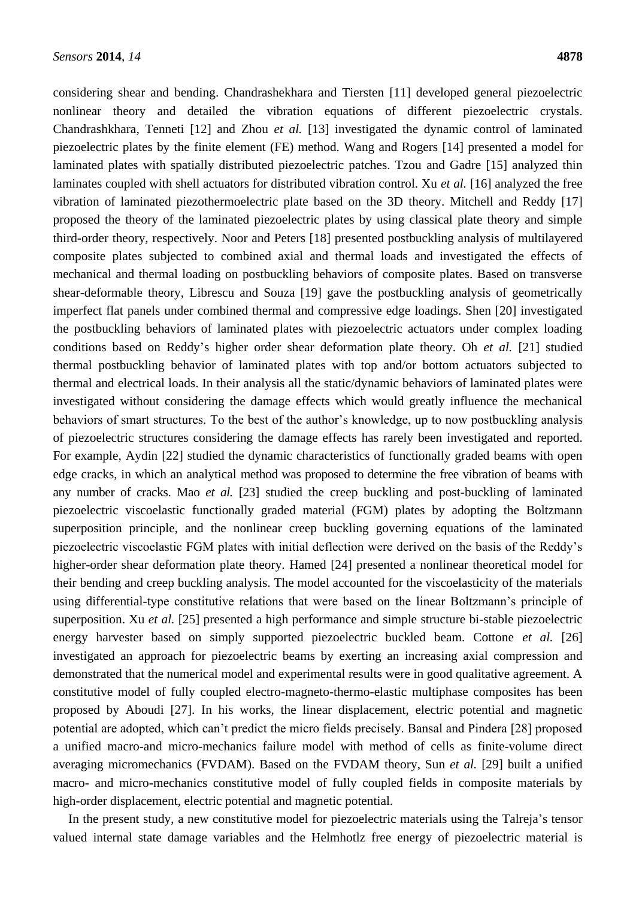considering shear and bending. Chandrashekhara and Tiersten [11] developed general piezoelectric nonlinear theory and detailed the vibration equations of different piezoelectric crystals. Chandrashkhara, Tenneti [12] and Zhou *et al.* [13] investigated the dynamic control of laminated piezoelectric plates by the finite element (FE) method. Wang and Rogers [14] presented a model for laminated plates with spatially distributed piezoelectric patches. Tzou and Gadre [15] analyzed thin laminates coupled with shell actuators for distributed vibration control. Xu *et al.* [16] analyzed the free vibration of laminated piezothermoelectric plate based on the 3D theory. Mitchell and Reddy [17] proposed the theory of the laminated piezoelectric plates by using classical plate theory and simple third-order theory, respectively. Noor and Peters [18] presented postbuckling analysis of multilayered composite plates subjected to combined axial and thermal loads and investigated the effects of mechanical and thermal loading on postbuckling behaviors of composite plates. Based on transverse shear-deformable theory, Librescu and Souza [19] gave the postbuckling analysis of geometrically imperfect flat panels under combined thermal and compressive edge loadings. Shen [20] investigated the postbuckling behaviors of laminated plates with piezoelectric actuators under complex loading conditions based on Reddy's higher order shear deformation plate theory. Oh *et al.* [21] studied thermal postbuckling behavior of laminated plates with top and/or bottom actuators subjected to thermal and electrical loads. In their analysis all the static/dynamic behaviors of laminated plates were investigated without considering the damage effects which would greatly influence the mechanical behaviors of smart structures. To the best of the author's knowledge, up to now postbuckling analysis of piezoelectric structures considering the damage effects has rarely been investigated and reported. For example, Aydin [22] studied the dynamic characteristics of functionally graded beams with open edge cracks, in which an analytical method was proposed to determine the free vibration of beams with any number of cracks. Mao *et al.* [23] studied the creep buckling and post-buckling of laminated piezoelectric viscoelastic functionally graded material (FGM) plates by adopting the Boltzmann superposition principle, and the nonlinear creep buckling governing equations of the laminated piezoelectric viscoelastic FGM plates with initial deflection were derived on the basis of the Reddy's higher-order shear deformation plate theory. Hamed [24] presented a nonlinear theoretical model for their bending and creep buckling analysis. The model accounted for the viscoelasticity of the materials using differential-type constitutive relations that were based on the linear Boltzmann's principle of superposition. Xu *et al.* [25] presented a high performance and simple structure bi-stable piezoelectric energy harvester based on simply supported piezoelectric buckled beam. Cottone *et al.* [26] investigated an approach for piezoelectric beams by exerting an increasing axial compression and demonstrated that the numerical model and experimental results were in good qualitative agreement. A constitutive model of fully coupled electro-magneto-thermo-elastic multiphase composites has been proposed by Aboudi [27]. In his works, the linear displacement, electric potential and magnetic potential are adopted, which can't predict the micro fields precisely. Bansal and Pindera [28] proposed a unified macro-and micro-mechanics failure model with method of cells as finite-volume direct averaging micromechanics (FVDAM). Based on the FVDAM theory, Sun *et al.* [29] built a unified macro- and micro-mechanics constitutive model of fully coupled fields in composite materials by high-order displacement, electric potential and magnetic potential.

In the present study, a new constitutive model for piezoelectric materials using the Talreja's tensor valued internal state damage variables and the Helmhotlz free energy of piezoelectric material is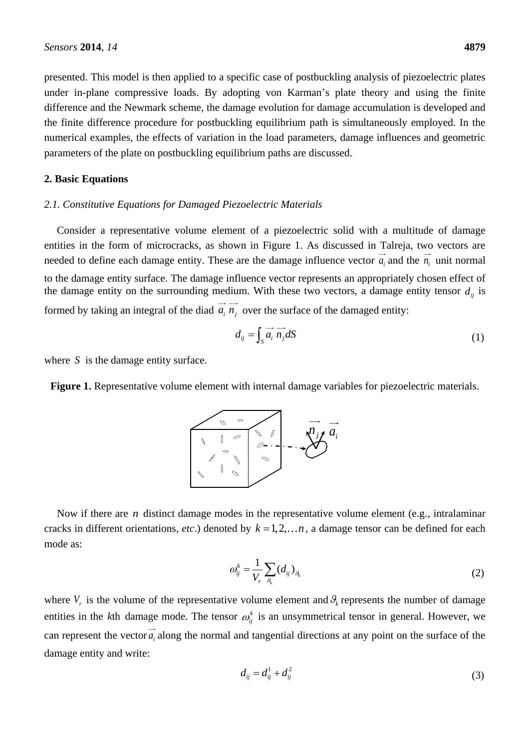presented. This model is then applied to a specific case of postbuckling analysis of piezoelectric plates under in-plane compressive loads. By adopting von Karman's plate theory and using the finite difference and the Newmark scheme, the damage evolution for damage accumulation is developed and the finite difference procedure for postbuckling equilibrium path is simultaneously employed. In the numerical examples, the effects of variation in the load parameters, damage influences and geometric parameters of the plate on postbuckling equilibrium paths are discussed.

## 2. Basic Equations

### *2.1. Constitutive Equations for Damaged Piezoelectric Materials*

Consider a representative volume element of a piezoelectric solid with a multitude of damage entities in the form of microcracks, as shown in Figure 1. As discussed in Talreja, two vectors are needed to define each damage entity. These are the damage influence vector $\vec{a_i}$ and the $\vec{n_i}$ unit normal to the damage entity surface. The damage influence vector represents an appropriately chosen effect of the damage entity on the surrounding medium. With these two vectors, a damage entity tensor $d_{ij}$ is formed by taking an integral of the diad $\vec{a_i}\,\vec{n_j}$ over the surface of the damaged entity:

$$d_{ij} = \int_S \vec{a_i}\,\vec{n_j}\,dS \tag{1}$$

where $S$ is the damage entity surface.

**Figure 1.** Representative volume element with internal damage variables for piezoelectric materials.

Now if there are $n$ distinct damage modes in the representative volume element (e.g., intralaminar cracks in different orientations, *etc*.) denoted by $k = 1, 2, \ldots n$, a damage tensor can be defined for each mode as:

$$\omega_{ij}^k = \frac{1}{V_r} \sum_{\vartheta_k} (d_{ij})_{\vartheta_k} \tag{2}$$

where $V_r$ is the volume of the representative volume element and $\vartheta_k$ represents the number of damage entities in the $k$th damage mode. The tensor $\omega_{ij}^k$ is an unsymmetrical tensor in general. However, we can represent the vector $\vec{a_i}$ along the normal and tangential directions at any point on the surface of the damage entity and write:

$$d_{ij} = d_{ij}^1 + d_{ij}^2 \tag{3}$$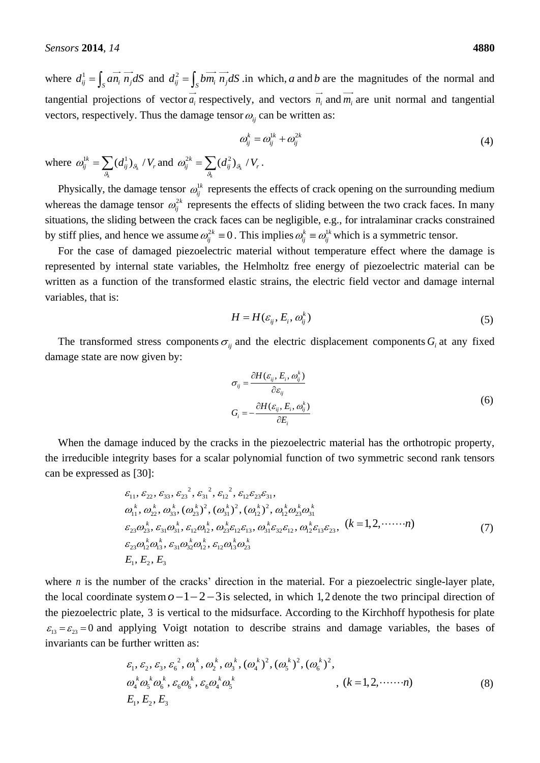where $d_{ij}^1 = \int_S a\vec{n_i}\,\vec{n_j}dS$ and $d_{ij}^2 = \int_S b\vec{m_i}\,\vec{n_j}dS$ .in which, $a$ and $b$ are the magnitudes of the normal and tangential projections of vector $\vec{a_i}$ respectively, and vectors $\vec{n_i}$ and $\vec{m_i}$ are unit normal and tangential vectors, respectively. Thus the damage tensor $\omega_{ij}$ can be written as:

$$\omega_{ij}^k = \omega_{ij}^{1k} + \omega_{ij}^{2k} \tag{4}$$

where $\omega_{ij}^{1k} = \sum_{\vartheta_k} (d_{ij}^1)_{\vartheta_k} / V_r$ and $\omega_{ij}^{2k} = \sum_{\vartheta_k} (d_{ij}^2)_{\vartheta_k} / V_r$ .

Physically, the damage tensor $\omega_{ij}^{1k}$ represents the effects of crack opening on the surrounding medium whereas the damage tensor $\omega_{ij}^{2k}$ represents the effects of sliding between the two crack faces. In many situations, the sliding between the crack faces can be negligible, e.g., for intralaminar cracks constrained by stiff plies, and hence we assume $\omega_{ij}^{2k} \equiv 0$ . This implies $\omega_{ij}^k \equiv \omega_{ij}^{1k}$ which is a symmetric tensor.

For the case of damaged piezoelectric material without temperature effect where the damage is represented by internal state variables, the Helmholtz free energy of piezoelectric material can be written as a function of the transformed elastic strains, the electric field vector and damage internal variables, that is:

$$H = H(\varepsilon_{ij}, E_i, \omega_{ij}^k) \tag{5}$$

The transformed stress components $\sigma_{ij}$ and the electric displacement components $G_i$ at any fixed damage state are now given by:

$$\begin{aligned}
\sigma_{ij} &= \frac{\partial H(\varepsilon_{ij}, E_i, \omega_{ij}^k)}{\partial \varepsilon_{ij}} \\
G_i &= -\frac{\partial H(\varepsilon_{ij}, E_i, \omega_{ij}^k)}{\partial E_i}
\end{aligned} \tag{6}$$

When the damage induced by the cracks in the piezoelectric material has the orthotropic property, the irreducible integrity bases for a scalar polynomial function of two symmetric second rank tensors can be expressed as [30]:

$$\begin{aligned}
&\varepsilon_{11}, \varepsilon_{22}, \varepsilon_{33}, {\varepsilon_{23}}^2, {\varepsilon_{31}}^2, {\varepsilon_{12}}^2, \varepsilon_{12}\varepsilon_{23}\varepsilon_{31}, \\
&\omega_{11}^k, \omega_{22}^k, \omega_{33}^k, (\omega_{23}^k)^2, (\omega_{31}^k)^2, (\omega_{12}^k)^2, \omega_{12}^k\omega_{23}^k\omega_{31}^k \\
&\varepsilon_{23}\omega_{23}^k, \varepsilon_{31}\omega_{31}^k, \varepsilon_{12}\omega_{12}^k, \omega_{23}^k\varepsilon_{12}\varepsilon_{13}, \omega_{31}^k\varepsilon_{32}\varepsilon_{12}, \omega_{12}^k\varepsilon_{13}\varepsilon_{23}, \quad (k = 1, 2, \cdots\cdots n) \\
&\varepsilon_{23}\omega_{12}^k\omega_{13}^k, \varepsilon_{31}\omega_{32}^k\omega_{12}^k, \varepsilon_{12}\omega_{13}^k\omega_{23}^k \\
&E_1, E_2, E_3
\end{aligned} \tag{7}$$

where $n$ is the number of the cracks' direction in the material. For a piezoelectric single-layer plate, the local coordinate system $o-1-2-3$ is selected, in which $1, 2$ denote the two principal direction of the piezoelectric plate, $3$ is vertical to the midsurface. According to the Kirchhoff hypothesis for plate $\varepsilon_{13} = \varepsilon_{23} = 0$ and applying Voigt notation to describe strains and damage variables, the bases of invariants can be further written as:

$$\begin{aligned}
&\varepsilon_1, \varepsilon_2, \varepsilon_3, {\varepsilon_6}^2, {\omega_1}^k, {\omega_2}^k, {\omega_3}^k, ({\omega_4}^k)^2, ({\omega_5}^k)^2, ({\omega_6}^k)^2, \\
&{\omega_4}^k{\omega_5}^k{\omega_6}^k, \varepsilon_6{\omega_6}^k, \varepsilon_6{\omega_4}^k{\omega_5}^k \qquad\qquad , \quad (k = 1, 2, \cdots\cdots n) \\
&E_1, E_2, E_3
\end{aligned} \tag{8}$$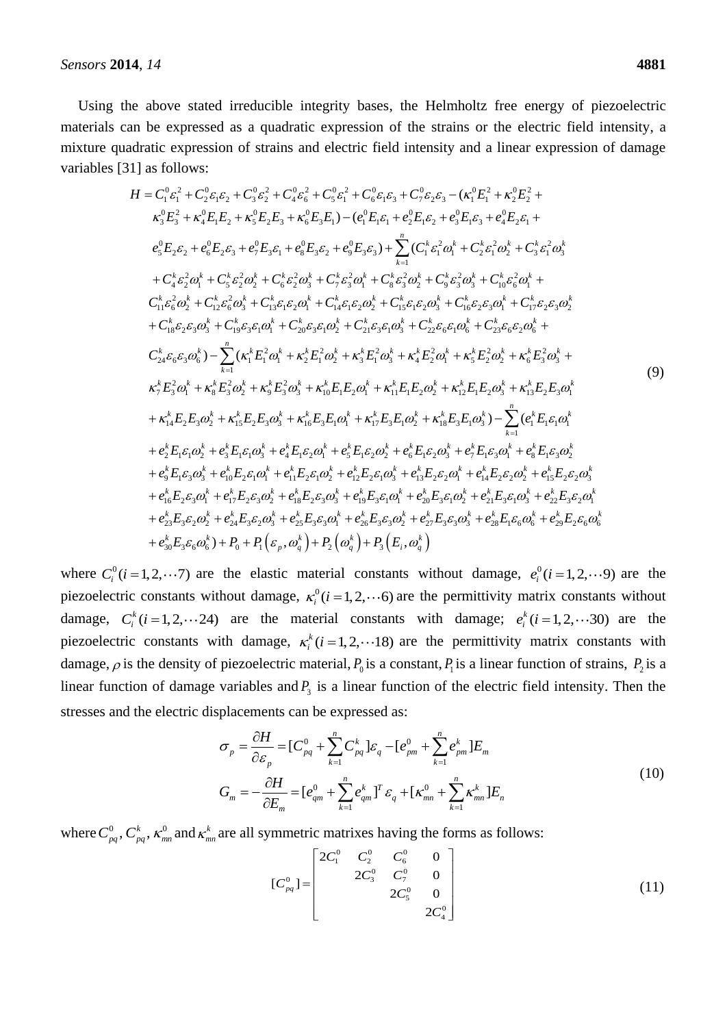Using the above stated irreducible integrity bases, the Helmholtz free energy of piezoelectric materials can be expressed as a quadratic expression of the strains or the electric field intensity, a mixture quadratic expression of strains and electric field intensity and a linear expression of damage variables [31] as follows:

$$
\begin{aligned}
H = {} & C_1^0\varepsilon_1^2 + C_2^0\varepsilon_1\varepsilon_2 + C_3^0\varepsilon_2^2 + C_4^0\varepsilon_6^2 + C_5^0\varepsilon_1^2 + C_6^0\varepsilon_1\varepsilon_3 + C_7^0\varepsilon_2\varepsilon_3 - (\kappa_1^0 E_1^2 + \kappa_2^0 E_2^2 + \\
& \kappa_3^0 E_3^2 + \kappa_4^0 E_1 E_2 + \kappa_5^0 E_2 E_3 + \kappa_6^0 E_3 E_1) - (e_1^0 E_1\varepsilon_1 + e_2^0 E_1\varepsilon_2 + e_3^0 E_1\varepsilon_3 + e_4^0 E_2\varepsilon_1 + \\
& e_5^0 E_2\varepsilon_2 + e_6^0 E_2\varepsilon_3 + e_7^0 E_3\varepsilon_1 + e_8^0 E_3\varepsilon_2 + e_9^0 E_3\varepsilon_3) + \sum_{k=1}^{n}(C_1^k\varepsilon_1^2\omega_1^k + C_2^k\varepsilon_1^2\omega_2^k + C_3^k\varepsilon_1^2\omega_3^k \\
& + C_4^k\varepsilon_2^2\omega_1^k + C_5^k\varepsilon_2^2\omega_2^k + C_6^k\varepsilon_2^2\omega_3^k + C_7^k\varepsilon_3^2\omega_1^k + C_8^k\varepsilon_3^2\omega_2^k + C_9^k\varepsilon_3^2\omega_3^k + C_{10}^k\varepsilon_6^2\omega_1^k + \\
& C_{11}^k\varepsilon_6^2\omega_2^k + C_{12}^k\varepsilon_6^2\omega_3^k + C_{13}^k\varepsilon_1\varepsilon_2\omega_1^k + C_{14}^k\varepsilon_1\varepsilon_2\omega_2^k + C_{15}^k\varepsilon_1\varepsilon_2\omega_3^k + C_{16}^k\varepsilon_2\varepsilon_3\omega_1^k + C_{17}^k\varepsilon_2\varepsilon_3\omega_2^k \\
& + C_{18}^k\varepsilon_2\varepsilon_3\omega_3^k + C_{19}^k\varepsilon_3\varepsilon_1\omega_1^k + C_{20}^k\varepsilon_3\varepsilon_1\omega_2^k + C_{21}^k\varepsilon_3\varepsilon_1\omega_3^k + C_{22}^k\varepsilon_6\varepsilon_1\omega_6^k + C_{23}^k\varepsilon_6\varepsilon_2\omega_6^k + \\
& C_{24}^k\varepsilon_6\varepsilon_3\omega_6^k) - \sum_{k=1}^{n}(\kappa_1^k E_1^2\omega_1^k + \kappa_2^k E_1^2\omega_2^k + \kappa_3^k E_1^2\omega_3^k + \kappa_4^k E_2^2\omega_1^k + \kappa_5^k E_2^2\omega_2^k + \kappa_6^k E_3^2\omega_3^k + \\
& \kappa_7^k E_3^2\omega_1^k + \kappa_8^k E_3^2\omega_2^k + \kappa_9^k E_3^2\omega_3^k + \kappa_{10}^k E_1 E_2\omega_1^k + \kappa_{11}^k E_1 E_2\omega_2^k + \kappa_{12}^k E_1 E_2\omega_3^k + \kappa_{13}^k E_2 E_3\omega_1^k \\
& + \kappa_{14}^k E_2 E_3\omega_2^k + \kappa_{15}^k E_2 E_3\omega_3^k + \kappa_{16}^k E_3 E_1\omega_1^k + \kappa_{17}^k E_3 E_1\omega_2^k + \kappa_{18}^k E_3 E_1\omega_3^k) - \sum_{k=1}^{n}(e_1^k E_1\varepsilon_1\omega_1^k \\
& + e_2^k E_1\varepsilon_1\omega_2^k + e_3^k E_1\varepsilon_1\omega_3^k + e_4^k E_1\varepsilon_2\omega_1^k + e_5^k E_1\varepsilon_2\omega_2^k + e_6^k E_1\varepsilon_2\omega_3^k + e_7^k E_1\varepsilon_3\omega_1^k + e_8^k E_1\varepsilon_3\omega_2^k \\
& + e_9^k E_1\varepsilon_3\omega_3^k + e_{10}^k E_2\varepsilon_1\omega_1^k + e_{11}^k E_2\varepsilon_1\omega_2^k + e_{12}^k E_2\varepsilon_1\omega_3^k + e_{13}^k E_2\varepsilon_2\omega_1^k + e_{14}^k E_2\varepsilon_2\omega_2^k + e_{15}^k E_2\varepsilon_2\omega_3^k \\
& + e_{16}^k E_2\varepsilon_3\omega_1^k + e_{17}^k E_2\varepsilon_3\omega_2^k + e_{18}^k E_2\varepsilon_3\omega_3^k + e_{19}^k E_3\varepsilon_1\omega_1^k + e_{20}^k E_3\varepsilon_1\omega_2^k + e_{21}^k E_3\varepsilon_1\omega_3^k + e_{22}^k E_3\varepsilon_2\omega_1^k \\
& + e_{23}^k E_3\varepsilon_2\omega_2^k + e_{24}^k E_3\varepsilon_2\omega_3^k + e_{25}^k E_3\varepsilon_3\omega_1^k + e_{26}^k E_3\varepsilon_3\omega_2^k + e_{27}^k E_3\varepsilon_3\omega_3^k + e_{28}^k E_1\varepsilon_6\omega_6^k + e_{29}^k E_2\varepsilon_6\omega_6^k \\
& + e_{30}^k E_3\varepsilon_6\omega_6^k) + P_0 + P_1\left(\varepsilon_p, \omega_q^k\right) + P_2\left(\omega_q^k\right) + P_3\left(E_i, \omega_q^k\right)
\end{aligned} \tag{9}
$$

where $C_i^0 (i = 1,2,\cdots 7)$ are the elastic material constants without damage, $e_i^0 (i = 1,2,\cdots 9)$ are the piezoelectric constants without damage, $\kappa_i^0 (i = 1,2,\cdots 6)$ are the permittivity matrix constants without damage, $C_i^k (i = 1,2,\cdots 24)$ are the material constants with damage; $e_i^k (i = 1,2,\cdots 30)$ are the piezoelectric constants with damage, $\kappa_i^k (i = 1,2,\cdots 18)$ are the permittivity matrix constants with damage, $\rho$ is the density of piezoelectric material, $P_0$ is a constant, $P_1$ is a linear function of strains, $P_2$ is a linear function of damage variables and $P_3$ is a linear function of the electric field intensity. Then the stresses and the electric displacements can be expressed as:

$$
\begin{aligned}
\sigma_p &= \frac{\partial H}{\partial \varepsilon_p} = [C_{pq}^0 + \sum_{k=1}^{n} C_{pq}^k]\varepsilon_q - [e_{pm}^0 + \sum_{k=1}^{n} e_{pm}^k]E_m \\
G_m &= -\frac{\partial H}{\partial E_m} = [e_{qm}^0 + \sum_{k=1}^{n} e_{qm}^k]^T \varepsilon_q + [\kappa_{mn}^0 + \sum_{k=1}^{n} \kappa_{mn}^k]E_n
\end{aligned} \tag{10}
$$

where $C_{pq}^0$, $C_{pq}^k$, $\kappa_{mn}^0$ and $\kappa_{mn}^k$ are all symmetric matrixes having the forms as follows:

$$
[C_{pq}^0] = \begin{bmatrix} 2C_1^0 & C_2^0 & C_6^0 & 0 \\ & 2C_3^0 & C_7^0 & 0 \\ & & 2C_5^0 & 0 \\ & & & 2C_4^0 \end{bmatrix} \tag{11}
$$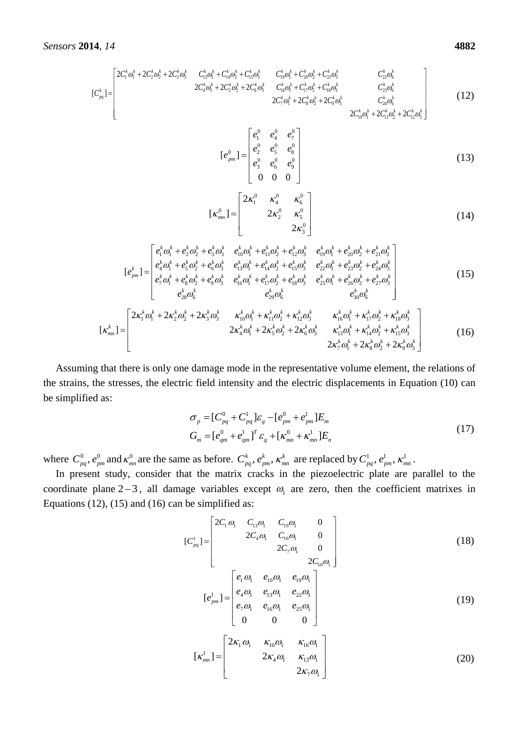$$
[C_{pq}^{k}] = \begin{bmatrix} 2C_1^k\omega_1^k + 2C_2^k\omega_2^k + 2C_3^k\omega_3^k & C_{13}^k\omega_1^k + C_{14}^k\omega_2^k + C_{15}^k\omega_3^k & C_{19}^k\omega_1^k + C_{20}^k\omega_2^k + C_{21}^k\omega_3^k & C_{22}^k\omega_6^k \\ & 2C_4^k\omega_1^k + 2C_5^k\omega_2^k + 2C_6^k\omega_3^k & C_{16}^k\omega_1^k + C_{17}^k\omega_2^k + C_{18}^k\omega_3^k & C_{23}^k\omega_6^k \\ & & 2C_7^k\omega_1^k + 2C_8^k\omega_2^k + 2C_9^k\omega_3^k & C_{24}^k\omega_6^k \\ & & & 2C_{10}^k\omega_1^k + 2C_{11}^k\omega_2^k + 2C_{12}^k\omega_3^k \end{bmatrix} \tag{12}
$$

$$
[e_{pm}^{0}] = \begin{bmatrix} e_1^0 & e_4^0 & e_7^0 \\ e_2^0 & e_5^0 & e_8^0 \\ e_3^0 & e_6^0 & e_9^0 \\ 0 & 0 & 0 \end{bmatrix} \tag{13}
$$

$$
[\kappa_{mn}^{0}] = \begin{bmatrix} 2\kappa_1^0 & \kappa_4^0 & \kappa_6^0 \\ & 2\kappa_2^0 & \kappa_5^0 \\ & & 2\kappa_3^0 \end{bmatrix} \tag{14}
$$

$$
[e_{pm}^{k}] = \begin{bmatrix} e_1^k\omega_1^k + e_2^k\omega_2^k + e_3^k\omega_3^k & e_{10}^k\omega_1^k + e_{11}^k\omega_2^k + e_{12}^k\omega_3^k & e_{19}^k\omega_1^k + e_{20}^k\omega_2^k + e_{21}^k\omega_3^k \\ e_4^k\omega_1^k + e_5^k\omega_2^k + e_6^k\omega_3^k & e_{13}^k\omega_1^k + e_{14}^k\omega_2^k + e_{15}^k\omega_3^k & e_{22}^k\omega_1^k + e_{23}^k\omega_2^k + e_{24}^k\omega_3^k \\ e_7^k\omega_1^k + e_8^k\omega_2^k + e_9^k\omega_3^k & e_{16}^k\omega_1^k + e_{17}^k\omega_2^k + e_{18}^k\omega_3^k & e_{25}^k\omega_1^k + e_{26}^k\omega_2^k + e_{27}^k\omega_3^k \\ e_{28}^k\omega_6^k & e_{29}^k\omega_6^k & e_{30}^k\omega_6^k \end{bmatrix} \tag{15}
$$

$$
[\kappa_{mn}^{k}] = \begin{bmatrix} 2\kappa_1^k\omega_1^k + 2\kappa_2^k\omega_2^k + 2\kappa_3^k\omega_3^k & \kappa_{10}^k\omega_1^k + \kappa_{11}^k\omega_2^k + \kappa_{12}^k\omega_3^k & \kappa_{16}^k\omega_1^k + \kappa_{17}^k\omega_2^k + \kappa_{18}^k\omega_3^k \\ & 2\kappa_4^k\omega_1^k + 2\kappa_5^k\omega_2^k + 2\kappa_6^k\omega_3^k & \kappa_{13}^k\omega_1^k + \kappa_{14}^k\omega_2^k + \kappa_{15}^k\omega_3^k \\ & & 2\kappa_7^k\omega_1^k + 2\kappa_8^k\omega_2^k + 2\kappa_9^k\omega_3^k \end{bmatrix} \tag{16}
$$

Assuming that there is only one damage mode in the representative volume element, the relations of the strains, the stresses, the electric field intensity and the electric displacements in Equation (10) can be simplified as:

$$
\begin{aligned} \sigma_p &= [C_{pq}^0 + C_{pq}^1]\varepsilon_q - [e_{pm}^0 + e_{pm}^1]E_m \\ G_m &= [e_{qm}^0 + e_{qm}^1]^T \varepsilon_q + [\kappa_{mn}^0 + \kappa_{mn}^1]E_n \end{aligned} \tag{17}
$$

where $C_{pq}^0, e_{pm}^0$ and $\kappa_{mn}^0$ are the same as before. $C_{pq}^k, e_{pm}^k, \kappa_{mn}^k$ are replaced by $C_{pq}^1, e_{pm}^1, \kappa_{mn}^1$.

In present study, consider that the matrix cracks in the piezoelectric plate are parallel to the coordinate plane $2-3$, all damage variables except $\omega_1$ are zero, then the coefficient matrixes in Equations (12), (15) and (16) can be simplified as:

$$
[C_{pq}^{1}] = \begin{bmatrix} 2C_1\omega_1 & C_{13}\omega_1 & C_{19}\omega_1 & 0 \\ & 2C_4\omega_1 & C_{16}\omega_1 & 0 \\ & & 2C_7\omega_1 & 0 \\ & & & 2C_{10}\omega_1 \end{bmatrix} \tag{18}
$$

$$
[e_{pm}^{1}] = \begin{bmatrix} e_1\omega_1 & e_{10}\omega_1 & e_{19}\omega_1 \\ e_4\omega_1 & e_{13}\omega_1 & e_{22}\omega_1 \\ e_7\omega_1 & e_{16}\omega_1 & e_{25}\omega_1 \\ 0 & 0 & 0 \end{bmatrix} \tag{19}
$$

$$
[\kappa_{mn}^{1}] = \begin{bmatrix} 2\kappa_1\omega_1 & \kappa_{10}\omega_1 & \kappa_{16}\omega_1 \\ & 2\kappa_4\omega_1 & \kappa_{13}\omega_1 \\ & & 2\kappa_7\omega_1 \end{bmatrix} \tag{20}
$$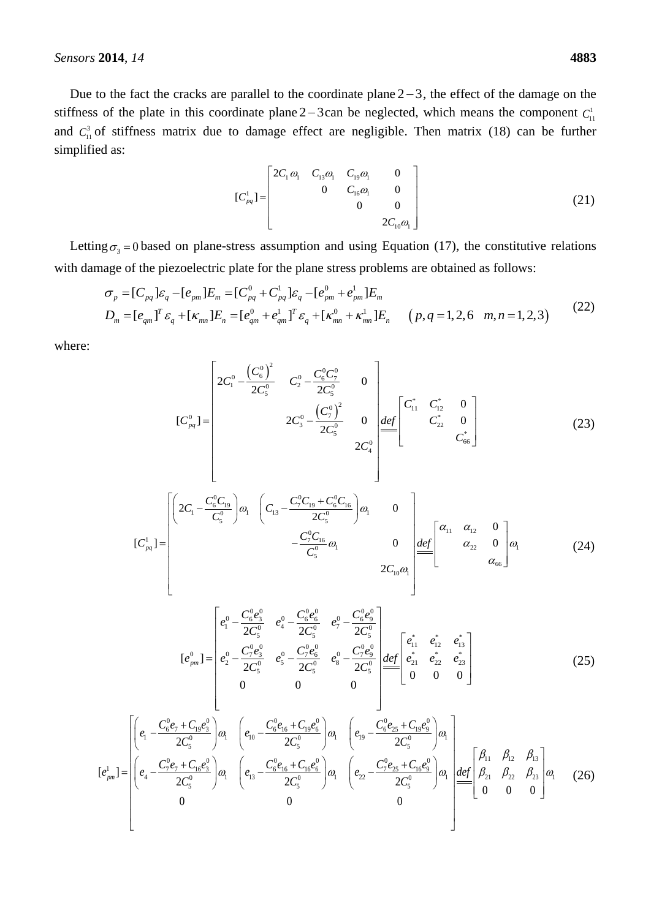Due to the fact the cracks are parallel to the coordinate plane $2-3$, the effect of the damage on the stiffness of the plate in this coordinate plane $2-3$ can be neglected, which means the component $C_{11}^{1}$ and $C_{11}^{3}$ of stiffness matrix due to damage effect are negligible. Then matrix (18) can be further simplified as:

$$[C_{pq}^{1}] = \begin{bmatrix} 2C_1\omega_1 & C_{13}\omega_1 & C_{19}\omega_1 & 0 \\ & 0 & C_{16}\omega_1 & 0 \\ & & 0 & 0 \\ & & & 2C_{10}\omega_1 \end{bmatrix} \tag{21}$$

Letting $\sigma_3 = 0$ based on plane-stress assumption and using Equation (17), the constitutive relations with damage of the piezoelectric plate for the plane stress problems are obtained as follows:

$$\begin{aligned} \sigma_p &= [C_{pq}]\varepsilon_q - [e_{pm}]E_m = [C_{pq}^{0} + C_{pq}^{1}]\varepsilon_q - [e_{pm}^{0} + e_{pm}^{1}]E_m \\ D_m &= [e_{qm}]^T\varepsilon_q + [\kappa_{mn}]E_n = [e_{qm}^{0} + e_{qm}^{1}]^T\varepsilon_q + [\kappa_{mn}^{0} + \kappa_{mn}^{1}]E_n \qquad (p,q = 1,2,6 \quad m,n = 1,2,3) \end{aligned} \tag{22}$$

where:

$$[C_{pq}^{0}] = \begin{bmatrix} 2C_1^0 - \dfrac{(C_6^0)^2}{2C_5^0} & C_2^0 - \dfrac{C_6^0C_7^0}{2C_5^0} & 0 \\ & 2C_3^0 - \dfrac{(C_7^0)^2}{2C_5^0} & 0 \\ & & 2C_4^0 \end{bmatrix} \overset{def}{=\!=} \begin{bmatrix} C_{11}^{*} & C_{12}^{*} & 0 \\ & C_{22}^{*} & 0 \\ & & C_{66}^{*} \end{bmatrix} \tag{23}$$

$$[C_{pq}^{1}] = \begin{bmatrix} \left(2C_1 - \dfrac{C_6^0C_{19}}{C_5^0}\right)\omega_1 & \left(C_{13} - \dfrac{C_7^0C_{19} + C_6^0C_{16}}{2C_5^0}\right)\omega_1 & 0 \\ & -\dfrac{C_7^0C_{16}}{C_5^0}\omega_1 & 0 \\ & & 2C_{10}\omega_1 \end{bmatrix} \overset{def}{=\!=} \begin{bmatrix} \alpha_{11} & \alpha_{12} & 0 \\ & \alpha_{22} & 0 \\ & & \alpha_{66} \end{bmatrix}\omega_1 \tag{24}$$

$$[e_{pm}^{0}] = \begin{bmatrix} e_1^0 - \dfrac{C_6^0e_3^0}{2C_5^0} & e_4^0 - \dfrac{C_6^0e_6^0}{2C_5^0} & e_7^0 - \dfrac{C_6^0e_9^0}{2C_5^0} \\ e_2^0 - \dfrac{C_7^0e_3^0}{2C_5^0} & e_5^0 - \dfrac{C_7^0e_6^0}{2C_5^0} & e_8^0 - \dfrac{C_7^0e_9^0}{2C_5^0} \\ 0 & 0 & 0 \end{bmatrix} \overset{def}{=\!=} \begin{bmatrix} e_{11}^{*} & e_{12}^{*} & e_{13}^{*} \\ e_{21}^{*} & e_{22}^{*} & e_{23}^{*} \\ 0 & 0 & 0 \end{bmatrix} \tag{25}$$

$$[e_{pm}^{1}] = \begin{bmatrix} \left(e_1 - \dfrac{C_6^0e_7 + C_{19}e_3^0}{2C_5^0}\right)\omega_1 & \left(e_{10} - \dfrac{C_6^0e_{16} + C_{19}e_6^0}{2C_5^0}\right)\omega_1 & \left(e_{19} - \dfrac{C_6^0e_{25} + C_{19}e_9^0}{2C_5^0}\right)\omega_1 \\ \left(e_4 - \dfrac{C_7^0e_7 + C_{16}e_3^0}{2C_5^0}\right)\omega_1 & \left(e_{13} - \dfrac{C_6^0e_{16} + C_{16}e_6^0}{2C_5^0}\right)\omega_1 & \left(e_{22} - \dfrac{C_7^0e_{25} + C_{16}e_9^0}{2C_5^0}\right)\omega_1 \\ 0 & 0 & 0 \end{bmatrix} \overset{def}{=\!=} \begin{bmatrix} \beta_{11} & \beta_{12} & \beta_{13} \\ \beta_{21} & \beta_{22} & \beta_{23} \\ 0 & 0 & 0 \end{bmatrix}\omega_1 \tag{26}$$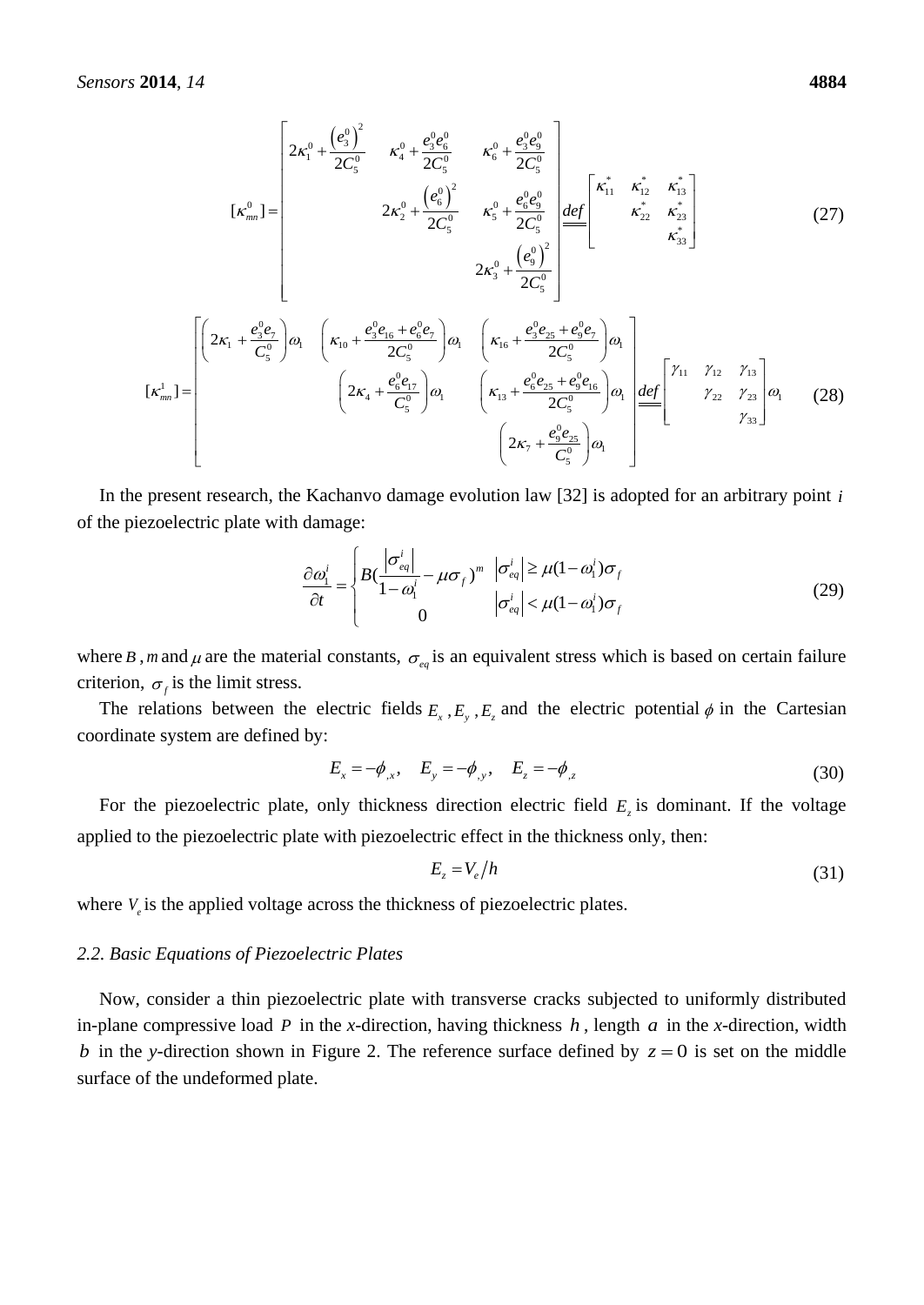$$
[\kappa_{mn}^{0}]=\begin{bmatrix} 2\kappa_1^0+\dfrac{\left(e_3^0\right)^2}{2C_5^0} & \kappa_4^0+\dfrac{e_3^0e_6^0}{2C_5^0} & \kappa_6^0+\dfrac{e_3^0e_9^0}{2C_5^0} \\ & 2\kappa_2^0+\dfrac{\left(e_6^0\right)^2}{2C_5^0} & \kappa_5^0+\dfrac{e_6^0e_9^0}{2C_5^0} \\ & & 2\kappa_3^0+\dfrac{\left(e_9^0\right)^2}{2C_5^0} \end{bmatrix} \underline{\underline{def}} \begin{bmatrix} \kappa_{11}^* & \kappa_{12}^* & \kappa_{13}^* \\ & \kappa_{22}^* & \kappa_{23}^* \\ & & \kappa_{33}^* \end{bmatrix} \tag{27}
$$

$$
[\kappa_{mn}^{1}]=\begin{bmatrix} \left(2\kappa_1+\dfrac{e_3^0e_7}{C_5^0}\right)\omega_1 & \left(\kappa_{10}+\dfrac{e_3^0e_{16}+e_6^0e_7}{2C_5^0}\right)\omega_1 & \left(\kappa_{16}+\dfrac{e_3^0e_{25}+e_9^0e_7}{2C_5^0}\right)\omega_1 \\ & \left(2\kappa_4+\dfrac{e_6^0e_{17}}{C_5^0}\right)\omega_1 & \left(\kappa_{13}+\dfrac{e_6^0e_{25}+e_9^0e_{16}}{2C_5^0}\right)\omega_1 \\ & & \left(2\kappa_7+\dfrac{e_9^0e_{25}}{C_5^0}\right)\omega_1 \end{bmatrix} \underline{\underline{def}} \begin{bmatrix} \gamma_{11} & \gamma_{12} & \gamma_{13} \\ & \gamma_{22} & \gamma_{23} \\ & & \gamma_{33} \end{bmatrix}\omega_1 \tag{28}
$$

In the present research, the Kachanvo damage evolution law [32] is adopted for an arbitrary point $i$ of the piezoelectric plate with damage:

$$
\frac{\partial \omega_1^i}{\partial t}=\begin{cases} B\left(\dfrac{\left|\sigma_{eq}^i\right|}{1-\omega_1^i}-\mu\sigma_f\right)^m & \left|\sigma_{eq}^i\right|\geq \mu(1-\omega_1^i)\sigma_f \\ 0 & \left|\sigma_{eq}^i\right|< \mu(1-\omega_1^i)\sigma_f \end{cases} \tag{29}
$$

where $B$, $m$ and $\mu$ are the material constants, $\sigma_{eq}$ is an equivalent stress which is based on certain failure criterion, $\sigma_f$ is the limit stress.

The relations between the electric fields $E_x$, $E_y$, $E_z$ and the electric potential $\phi$ in the Cartesian coordinate system are defined by:

$$
E_x=-\phi_{,x}, \quad E_y=-\phi_{,y}, \quad E_z=-\phi_{,z} \tag{30}
$$

For the piezoelectric plate, only thickness direction electric field $E_z$ is dominant. If the voltage applied to the piezoelectric plate with piezoelectric effect in the thickness only, then:

$$
E_z=V_e/h \tag{31}
$$

where $V_e$ is the applied voltage across the thickness of piezoelectric plates.

### 2.2. Basic Equations of Piezoelectric Plates

Now, consider a thin piezoelectric plate with transverse cracks subjected to uniformly distributed in-plane compressive load $P$ in the *x*-direction, having thickness $h$, length $a$ in the *x*-direction, width $b$ in the *y*-direction shown in Figure 2. The reference surface defined by $z=0$ is set on the middle surface of the undeformed plate.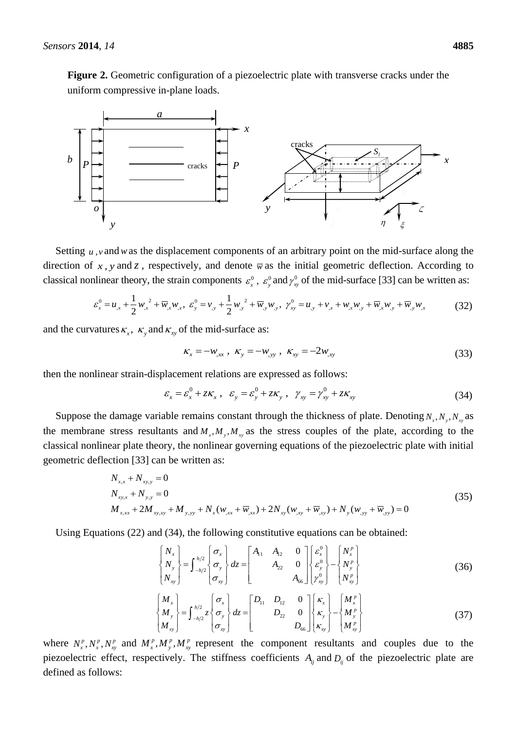**Figure 2.** Geometric configuration of a piezoelectric plate with transverse cracks under the uniform compressive in-plane loads.

Setting $u$, $v$ and $w$ as the displacement components of an arbitrary point on the mid-surface along the direction of $x$, $y$ and $z$, respectively, and denote $\overline{w}$ as the initial geometric deflection. According to classical nonlinear theory, the strain components $\varepsilon_x^0$, $\varepsilon_y^0$ and $\gamma_{xy}^0$ of the mid-surface [33] can be written as:

$$\varepsilon_x^0 = u_{,x} + \frac{1}{2}w_{,x}{}^2 + \overline{w}_{,x}w_{,x},\ \varepsilon_y^0 = v_{,y} + \frac{1}{2}w_{,y}{}^2 + \overline{w}_{,y}w_{,y},\ \gamma_{xy}^0 = u_{,y} + v_{,x} + w_{,x}w_{,y} + \overline{w}_{,x}w_{,y} + \overline{w}_{,y}w_{,x} \tag{32}$$

and the curvatures $\kappa_x$, $\kappa_y$ and $\kappa_{xy}$ of the mid-surface as:

$$\kappa_x = -w_{,xx}\ ,\ \kappa_y = -w_{,yy}\ ,\ \kappa_{xy} = -2w_{,xy} \tag{33}$$

then the nonlinear strain-displacement relations are expressed as follows:

$$\varepsilon_x = \varepsilon_x^0 + z\kappa_x\ ,\ \ \varepsilon_y = \varepsilon_y^0 + z\kappa_y\ ,\ \ \gamma_{xy} = \gamma_{xy}^0 + z\kappa_{xy} \tag{34}$$

Suppose the damage variable remains constant through the thickness of plate. Denoting $N_x, N_y, N_{xy}$ as the membrane stress resultants and $M_x, M_y, M_{xy}$ as the stress couples of the plate, according to the classical nonlinear plate theory, the nonlinear governing equations of the piezoelectric plate with initial geometric deflection [33] can be written as:

$$\begin{aligned}
&N_{x,x} + N_{xy,y} = 0 \\
&N_{xy,x} + N_{y,y} = 0 \\
&M_{x,xx} + 2M_{xy,xy} + M_{y,yy} + N_x(w_{,xx} + \overline{w}_{,xx}) + 2N_{xy}(w_{,xy} + \overline{w}_{,xy}) + N_y(w_{,yy} + \overline{w}_{,yy}) = 0
\end{aligned} \tag{35}$$

Using Equations (22) and (34), the following constitutive equations can be obtained:

$$\begin{Bmatrix} N_x \\ N_y \\ N_{xy} \end{Bmatrix} = \int_{-h/2}^{h/2} \begin{Bmatrix} \sigma_x \\ \sigma_y \\ \sigma_{xy} \end{Bmatrix} dz = \begin{bmatrix} A_{11} & A_{12} & 0 \\ & A_{22} & 0 \\ & & A_{66} \end{bmatrix} \begin{Bmatrix} \varepsilon_x^0 \\ \varepsilon_y^0 \\ \gamma_{xy}^0 \end{Bmatrix} - \begin{Bmatrix} N_x^p \\ N_y^p \\ N_{xy}^p \end{Bmatrix} \tag{36}$$

$$\begin{Bmatrix} M_x \\ M_y \\ M_{xy} \end{Bmatrix} = \int_{-h/2}^{h/2} z \begin{Bmatrix} \sigma_x \\ \sigma_y \\ \sigma_{xy} \end{Bmatrix} dz = \begin{bmatrix} D_{11} & D_{12} & 0 \\ & D_{22} & 0 \\ & & D_{66} \end{bmatrix} \begin{Bmatrix} \kappa_x \\ \kappa_y \\ \kappa_{xy} \end{Bmatrix} - \begin{Bmatrix} M_x^p \\ M_y^p \\ M_{xy}^p \end{Bmatrix} \tag{37}$$

where $N_x^p, N_x^p, N_{xy}^p$ and $M_x^p, M_y^p, M_{xy}^p$ represent the component resultants and couples due to the piezoelectric effect, respectively. The stiffness coefficients $A_{ij}$ and $D_{ij}$ of the piezoelectric plate are defined as follows: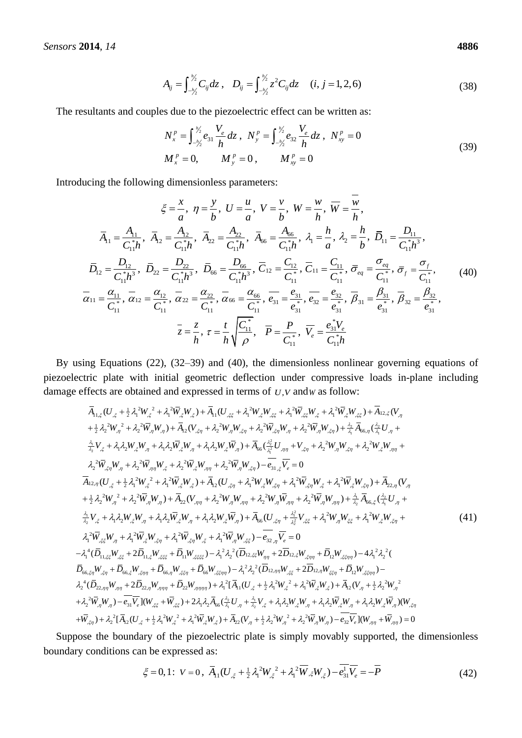$$A_{ij} = \int_{-h/2}^{h/2} C_{ij} dz\,, \quad D_{ij} = \int_{-h/2}^{h/2} z^2 C_{ij} dz \quad (i, j = 1, 2, 6) \tag{38}$$

The resultants and couples due to the piezoelectric effect can be written as:

$$\begin{aligned} &N_x^p = \int_{-h/2}^{h/2} e_{31} \frac{V_e}{h} dz\,,\ N_y^p = \int_{-h/2}^{h/2} e_{32} \frac{V_e}{h} dz\,,\ N_{xy}^p = 0 \\ &M_x^p = 0, \qquad M_y^p = 0\,, \qquad M_{xy}^p = 0 \end{aligned} \tag{39}$$

Introducing the following dimensionless parameters:

$$\begin{aligned} &\xi = \frac{x}{a},\ \eta = \frac{y}{b},\ U = \frac{u}{a},\ V = \frac{v}{b},\ W = \frac{w}{h},\ \overline{W} = \frac{\overline{w}}{h}, \\ &\overline{A}_{11} = \frac{A_{11}}{C_{11}^* h},\ \overline{A}_{12} = \frac{A_{12}}{C_{11}^* h},\ \overline{A}_{22} = \frac{A_{22}}{C_{11}^* h},\ \overline{A}_{66} = \frac{A_{66}}{C_{11}^* h},\ \lambda_1 = \frac{h}{a},\ \lambda_2 = \frac{h}{b},\ \overline{D}_{11} = \frac{D_{11}}{C_{11}^* h^3}, \\ &\overline{D}_{12} = \frac{D_{12}}{C_{11}^* h^3},\ \overline{D}_{22} = \frac{D_{22}}{C_{11}^* h^3},\ \overline{D}_{66} = \frac{D_{66}}{C_{11}^* h^3},\ \overline{C}_{12} = \frac{C_{12}}{C_{11}^*},\ \overline{C}_{11} = \frac{C_{11}}{C_{11}^*},\ \overline{\sigma}_{eq} = \frac{\sigma_{eq}}{C_{11}^*},\ \overline{\sigma}_f = \frac{\sigma_f}{C_{11}^*}, \\ &\overline{\alpha}_{11} = \frac{\alpha_{11}}{C_{11}^*},\ \overline{\alpha}_{12} = \frac{\alpha_{12}}{C_{11}^*},\ \overline{\alpha}_{22} = \frac{\alpha_{22}}{C_{11}^*},\ \overline{\alpha}_{66} = \frac{\alpha_{66}}{C_{11}^*},\ \overline{e_{31}} = \frac{e_{31}}{e_{31}^*},\ \overline{e_{32}} = \frac{e_{32}}{e_{31}^*},\ \overline{\beta}_{31} = \frac{\beta_{31}}{e_{31}^*},\ \overline{\beta}_{32} = \frac{\beta_{32}}{e_{31}^*}, \\ &\overline{z} = \frac{z}{h},\ \tau = \frac{t}{h}\sqrt{\frac{C_{11}^*}{\rho}},\quad \overline{P} = \frac{P}{C_{11}^*},\ \overline{V_e} = \frac{e_{31}^* V_e}{C_{11}^* h} \end{aligned} \tag{40}$$

By using Equations (22), (32–39) and (40), the dimensionless nonlinear governing equations of piezoelectric plate with initial geometric deflection under compressive loads in-plane including damage effects are obtained and expressed in terms of $U$,$V$ and $W$ as follow:

$$\begin{aligned}
&\overline{A}_{11,\xi}(U_{,\xi} + \tfrac{1}{2}\lambda_1^2 W_{,\xi}^{\ 2} + \lambda_1^2 \overline{W}_{,\xi} W_{,\xi}) + \overline{A}_{11}(U_{,\xi\xi} + \lambda_1^2 W_{,\xi} W_{,\xi\xi} + \lambda_1^2 \overline{W}_{,\xi\xi} W_{,\xi} + \lambda_1^2 \overline{W}_{,\xi} W_{,\xi\xi}) + \overline{A}_{12,\xi}(V_{,\eta} \\
&+ \tfrac{1}{2}\lambda_2^2 W_{,\eta}^{\ 2} + \lambda_2^2 \overline{W}_{,\eta} W_{,\eta}) + \overline{A}_{12}(V_{,\xi\eta} + \lambda_2^2 W_{,\eta} W_{,\xi\eta} + \lambda_2^2 \overline{W}_{,\xi\eta} W_{,\eta} + \lambda_2^2 \overline{W}_{,\eta} W_{,\xi\eta}) + \tfrac{\lambda_2}{\lambda_1}\overline{A}_{66,\eta}(\tfrac{\lambda_2}{\lambda_1} U_{,\eta} + \\
&\tfrac{\lambda_1}{\lambda_2} V_{,\xi} + \lambda_1\lambda_2 W_{,\xi} W_{,\eta} + \lambda_1\lambda_2 \overline{W}_{,\xi} W_{,\eta} + \lambda_1\lambda_2 W_{,\xi} \overline{W}_{,\eta}) + \overline{A}_{66}(\tfrac{\lambda_2^2}{\lambda_1^2} U_{,\eta\eta} + V_{,\xi\eta} + \lambda_2^2 W_{,\eta} W_{,\xi\eta} + \lambda_2^2 W_{,\xi} W_{,\eta\eta} + \\
&\lambda_2^2 \overline{W}_{,\xi\eta} W_{,\eta} + \lambda_2^2 \overline{W}_{,\eta\eta} W_{,\xi} + \lambda_2^2 \overline{W}_{,\xi} W_{,\eta\eta} + \lambda_2^2 \overline{W}_{,\eta} W_{,\xi\eta}) - \overline{e_{31}}_{,\xi}\, \overline{V_e} = 0 \\
&\overline{A}_{12,\eta}(U_{,\xi} + \tfrac{1}{2}\lambda_1^2 W_{,\xi}^{\ 2} + \lambda_1^2 \overline{W}_{,\xi} W_{,\xi}) + \overline{A}_{12}(U_{,\xi\eta} + \lambda_1^2 W_{,\xi} W_{,\xi\eta} + \lambda_1^2 \overline{W}_{,\xi\eta} W_{,\xi} + \lambda_1^2 \overline{W}_{,\xi} W_{,\xi\eta}) + \overline{A}_{22,\eta}(V_{,\eta} \\
&+ \tfrac{1}{2}\lambda_2^2 W_{,\eta}^{\ 2} + \lambda_2^2 \overline{W}_{,\eta} W_{,\eta}) + \overline{A}_{22}(V_{,\eta\eta} + \lambda_2^2 W_{,\eta} W_{,\eta\eta} + \lambda_2^2 \overline{W}_{,\eta} W_{,\eta\eta} + \lambda_2^2 \overline{W}_{,\eta} W_{,\eta\eta}) + \tfrac{\lambda_1}{\lambda_2}\overline{A}_{66,\xi}(\tfrac{\lambda_2}{\lambda_1} U_{,\eta} + \\
&\tfrac{\lambda_1}{\lambda_2} V_{,\xi} + \lambda_1\lambda_2 W_{,\xi} W_{,\eta} + \lambda_1\lambda_2 \overline{W}_{,\xi} W_{,\eta} + \lambda_1\lambda_2 W_{,\xi} \overline{W}_{,\eta}) + \overline{A}_{66}(U_{,\xi\eta} + \tfrac{\lambda_1^2}{\lambda_2^2} V_{,\xi\xi} + \lambda_1^2 W_{,\eta} W_{\xi\xi} + \lambda_1^2 W_{,\xi} W_{,\xi\eta} + \\
&\lambda_1^2 \overline{W}_{,\xi\xi} W_{,\eta} + \lambda_1^2 \overline{W}_{,\xi} W_{,\xi\eta} + \lambda_1^2 \overline{W}_{,\xi\eta} W_{,\xi} + \lambda_1^2 \overline{W}_{,\eta} W_{,\xi\xi}) - \overline{e_{32}}_{,\eta}\, \overline{V_e} = 0 \\
&-\lambda_1^4(\overline{D}_{11,\xi\xi} W_{,\xi\xi} + 2\overline{D}_{11,\xi} W_{,\xi\xi\xi} + \overline{D}_{11} W_{,\xi\xi\xi\xi}) - \lambda_1^2\lambda_2^2(\overline{D}_{12,\xi\xi} W_{\eta\eta} + 2\overline{D}_{12,\xi} W_{,\xi\eta\eta} + \overline{D}_{12} W_{,\xi\xi\eta\eta}) - 4\lambda_1^2\lambda_2^2( \\
&\overline{D}_{66,\xi\eta} W_{,\xi\eta} + \overline{D}_{66,\xi} W_{,\xi\eta\eta} + \overline{D}_{66,\eta} W_{,\xi\xi\eta} + \overline{D}_{66} W_{,\xi\xi\eta\eta}) - \lambda_1^2\lambda_2^2(\overline{D}_{12,\eta\eta} W_{,\xi\xi} + 2\overline{D}_{12,\eta} W_{\xi\xi\eta} + \overline{D}_{12} W_{,\xi\xi\eta\eta}) - \\
&\lambda_2^4(\overline{D}_{22,\eta\eta} W_{,\eta\eta} + 2\overline{D}_{22,\eta} W_{,\eta\eta\eta} + \overline{D}_{22} W_{,\eta\eta\eta\eta}) + \lambda_1^2[\overline{A}_{11}(U_{,\xi} + \tfrac{1}{2}\lambda_1^2 W_{,\xi}^{\ 2} + \lambda_1^2 \overline{W}_{,\xi} W_{,\xi}) + \overline{A}_{12}(V_{,\eta} + \tfrac{1}{2}\lambda_2^2 W_{,\eta}^{\ 2} \\
&+ \lambda_2^2 \overline{W}_{,\eta} W_{,\eta}) - \overline{e_{31}}\,\overline{V_e}](W_{,\xi\xi} + \overline{W}_{,\xi\xi}) + 2\lambda_1\lambda_2 \overline{A}_{66}(\tfrac{\lambda_2}{\lambda_1} U_{,\eta} + \tfrac{\lambda_1}{\lambda_2} V_{,\xi} + \lambda_1\lambda_2 W_{,\xi} W_{,\eta} + \lambda_1\lambda_2 \overline{W}_{,\xi} W_{,\eta} + \lambda_1\lambda_2 W_{,\xi} \overline{W}_{,\eta})(W_{,\xi\eta} \\
&+ \overline{W}_{,\xi\eta}) + \lambda_2^2[\overline{A}_{12}(U_{,\xi} + \tfrac{1}{2}\lambda_1^2 W_{,\xi}^{\ 2} + \lambda_1^2 \overline{W}_{,\xi} W_{,\xi}) + \overline{A}_{22}(V_{,\eta} + \tfrac{1}{2}\lambda_2^2 W_{,\eta}^{\ 2} + \lambda_2^2 \overline{W}_{,\eta} W_{,\eta}) - \overline{e_{32}}\,\overline{V_e}](W_{,\eta\eta} + \overline{W}_{,\eta\eta}) = 0
\end{aligned} \tag{41}$$

Suppose the boundary of the piezoelectric plate is simply movably supported, the dimensionless boundary conditions can be expressed as:

$$\xi = 0, 1:\ V = 0\,,\ \overline{A}_{11}(U_{,\xi} + \tfrac{1}{2}\lambda_1^2 W_{,\xi}^{\ 2} + \lambda_1^2 \overline{W}_{,\xi} W_{,\xi}) - \overline{e_{31}^1}\,\overline{V_e} = -\overline{P} \tag{42}$$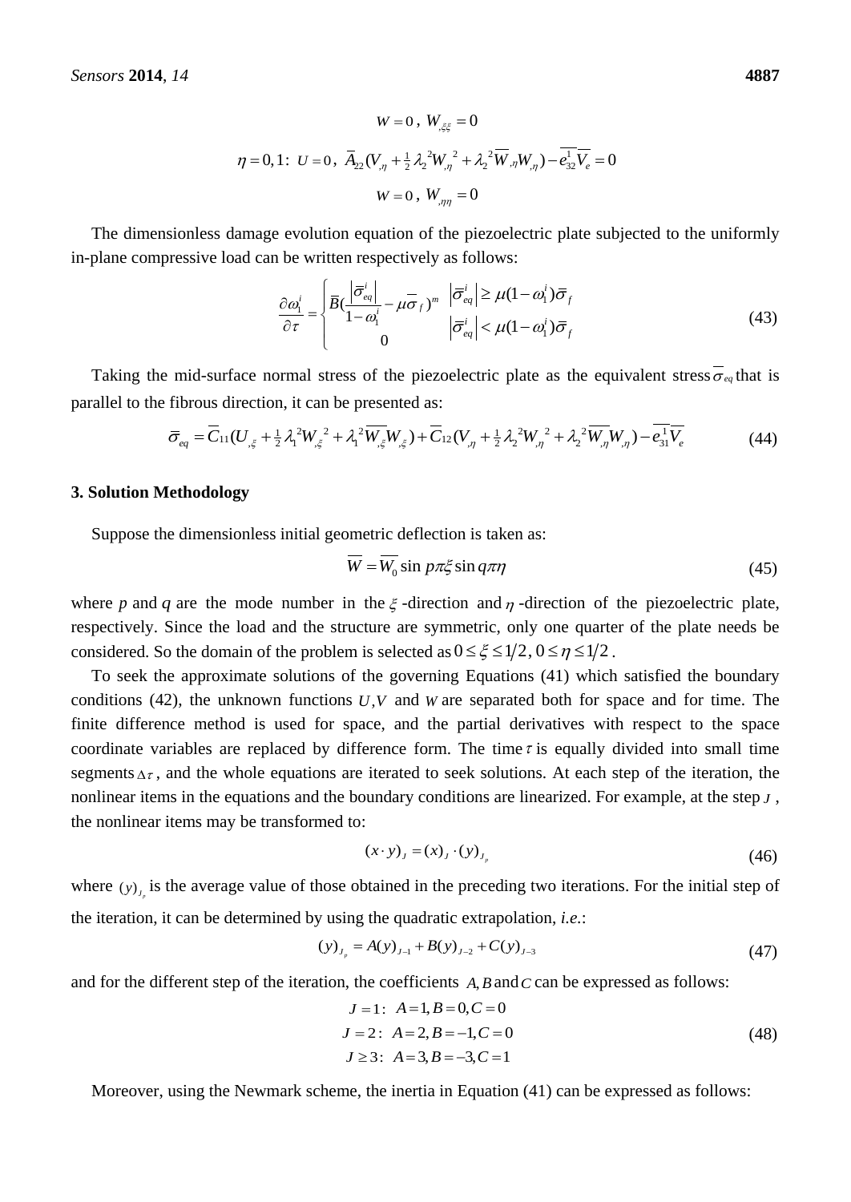$$W = 0\,,\; W_{,\xi\xi} = 0$$

$$\eta = 0, 1:\; U = 0\,,\; \overline{A}_{22}(V_{,\eta} + \tfrac{1}{2}\lambda_2^{\,2}W_{,\eta}^{\;2} + \lambda_2^{\,2}\overline{W}_{,\eta}W_{,\eta}) - \overline{e_{32}^{1}}\,\overline{V_e} = 0$$

$$W = 0\,,\; W_{,\eta\eta} = 0$$

The dimensionless damage evolution equation of the piezoelectric plate subjected to the uniformly in-plane compressive load can be written respectively as follows:

$$\frac{\partial \omega_1^i}{\partial \tau} = \begin{cases} \overline{B}\left(\dfrac{\left|\overline{\sigma}_{eq}^i\right|}{1-\omega_1^i} - \mu\overline{\sigma}_f\right)^m & \left|\overline{\sigma}_{eq}^i\right| \ge \mu(1-\omega_1^i)\overline{\sigma}_f \\ 0 & \left|\overline{\sigma}_{eq}^i\right| < \mu(1-\omega_1^i)\overline{\sigma}_f \end{cases} \tag{43}$$

Taking the mid-surface normal stress of the piezoelectric plate as the equivalent stress $\overline{\sigma}_{eq}$ that is parallel to the fibrous direction, it can be presented as:

$$\overline{\sigma}_{eq} = \overline{C}_{11}(U_{,\xi} + \tfrac{1}{2}\lambda_1^{\,2}W_{,\xi}^{\;2} + \lambda_1^{\,2}\overline{W}_{,\xi}W_{,\xi}) + \overline{C}_{12}(V_{,\eta} + \tfrac{1}{2}\lambda_2^{\,2}W_{,\eta}^{\;2} + \lambda_2^{\,2}\overline{W}_{,\eta}W_{,\eta}) - \overline{e_{31}^{1}}\,\overline{V_e} \tag{44}$$

### 3. Solution Methodology

Suppose the dimensionless initial geometric deflection is taken as:

$$\overline{W} = \overline{W_0}\sin p\pi\xi \sin q\pi\eta \tag{45}$$

where $p$ and $q$ are the mode number in the $\xi$-direction and $\eta$-direction of the piezoelectric plate, respectively. Since the load and the structure are symmetric, only one quarter of the plate needs be considered. So the domain of the problem is selected as $0 \le \xi \le 1/2,\; 0 \le \eta \le 1/2$.

To seek the approximate solutions of the governing Equations (41) which satisfied the boundary conditions (42), the unknown functions $U, V$ and $W$ are separated both for space and for time. The finite difference method is used for space, and the partial derivatives with respect to the space coordinate variables are replaced by difference form. The time $\tau$ is equally divided into small time segments $\Delta\tau$, and the whole equations are iterated to seek solutions. At each step of the iteration, the nonlinear items in the equations and the boundary conditions are linearized. For example, at the step $J$, the nonlinear items may be transformed to:

$$(x \cdot y)_J = (x)_J \cdot (y)_{J_p} \tag{46}$$

where $(y)_{J_p}$ is the average value of those obtained in the preceding two iterations. For the initial step of the iteration, it can be determined by using the quadratic extrapolation, *i.e.*:

$$(y)_{J_p} = A(y)_{J-1} + B(y)_{J-2} + C(y)_{J-3} \tag{47}$$

and for the different step of the iteration, the coefficients $A, B$ and $C$ can be expressed as follows:

$$\begin{aligned} J = 1:&\; A = 1, B = 0, C = 0 \\ J = 2:&\; A = 2, B = -1, C = 0 \\ J \ge 3:&\; A = 3, B = -3, C = 1 \end{aligned} \tag{48}$$

Moreover, using the Newmark scheme, the inertia in Equation (41) can be expressed as follows: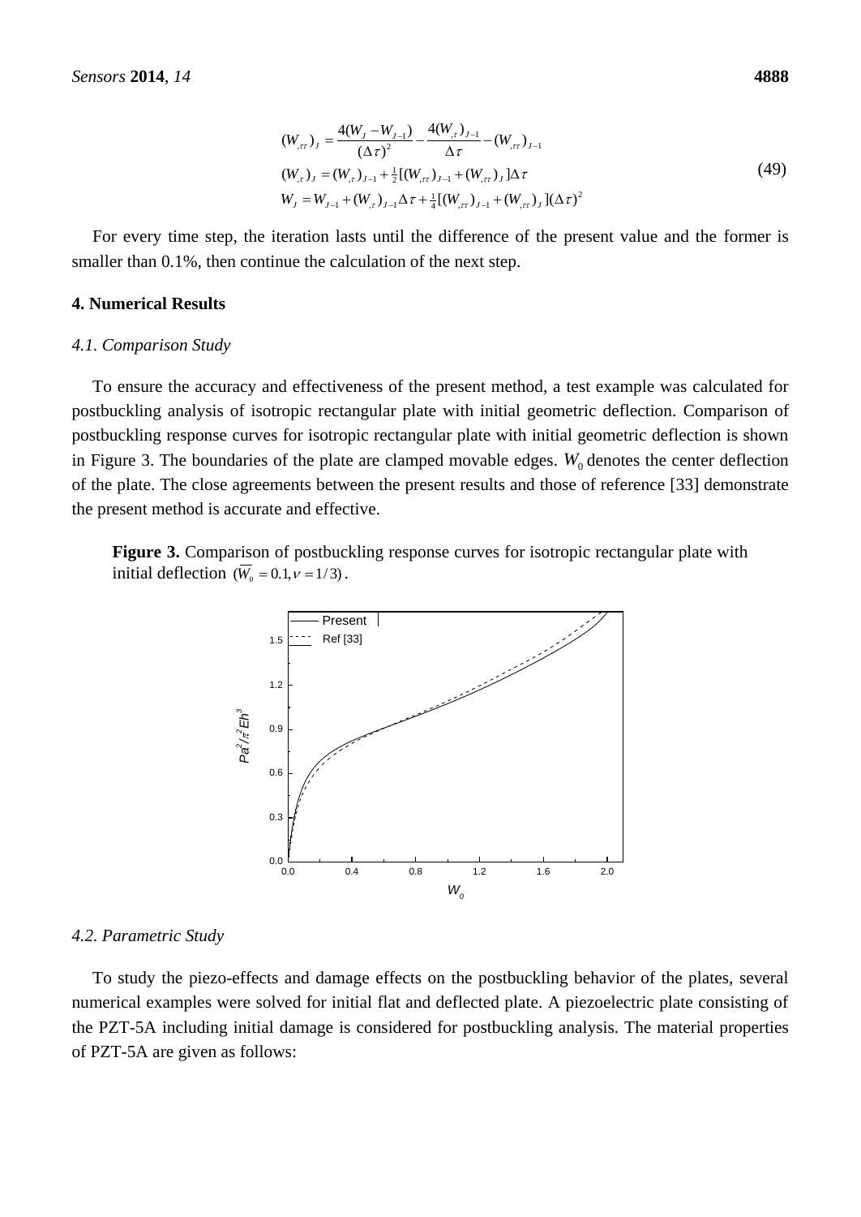$$
\begin{aligned}
(W_{,\tau\tau})_J &= \frac{4(W_J - W_{J-1})}{(\Delta\tau)^2} - \frac{4(W_{,\tau})_{J-1}}{\Delta\tau} - (W_{,\tau\tau})_{J-1} \\
(W_{,\tau})_J &= (W_{,\tau})_{J-1} + \tfrac{1}{2}[(W_{,\tau\tau})_{J-1} + (W_{,\tau\tau})_J]\Delta\tau \\
W_J &= W_{J-1} + (W_{,\tau})_{J-1}\Delta\tau + \tfrac{1}{4}[(W_{,\tau\tau})_{J-1} + (W_{,\tau\tau})_J](\Delta\tau)^2
\end{aligned}
\tag{49}
$$

For every time step, the iteration lasts until the difference of the present value and the former is smaller than 0.1%, then continue the calculation of the next step.

## 4. Numerical Results

### 4.1. Comparison Study

To ensure the accuracy and effectiveness of the present method, a test example was calculated for postbuckling analysis of isotropic rectangular plate with initial geometric deflection. Comparison of postbuckling response curves for isotropic rectangular plate with initial geometric deflection is shown in Figure 3. The boundaries of the plate are clamped movable edges. $W_0$ denotes the center deflection of the plate. The close agreements between the present results and those of reference [33] demonstrate the present method is accurate and effective.

**Figure 3.** Comparison of postbuckling response curves for isotropic rectangular plate with initial deflection $(\overline{W}_0 = 0.1, \nu = 1/3)$.

### 4.2. Parametric Study

To study the piezo-effects and damage effects on the postbuckling behavior of the plates, several numerical examples were solved for initial flat and deflected plate. A piezoelectric plate consisting of the PZT-5A including initial damage is considered for postbuckling analysis. The material properties of PZT-5A are given as follows: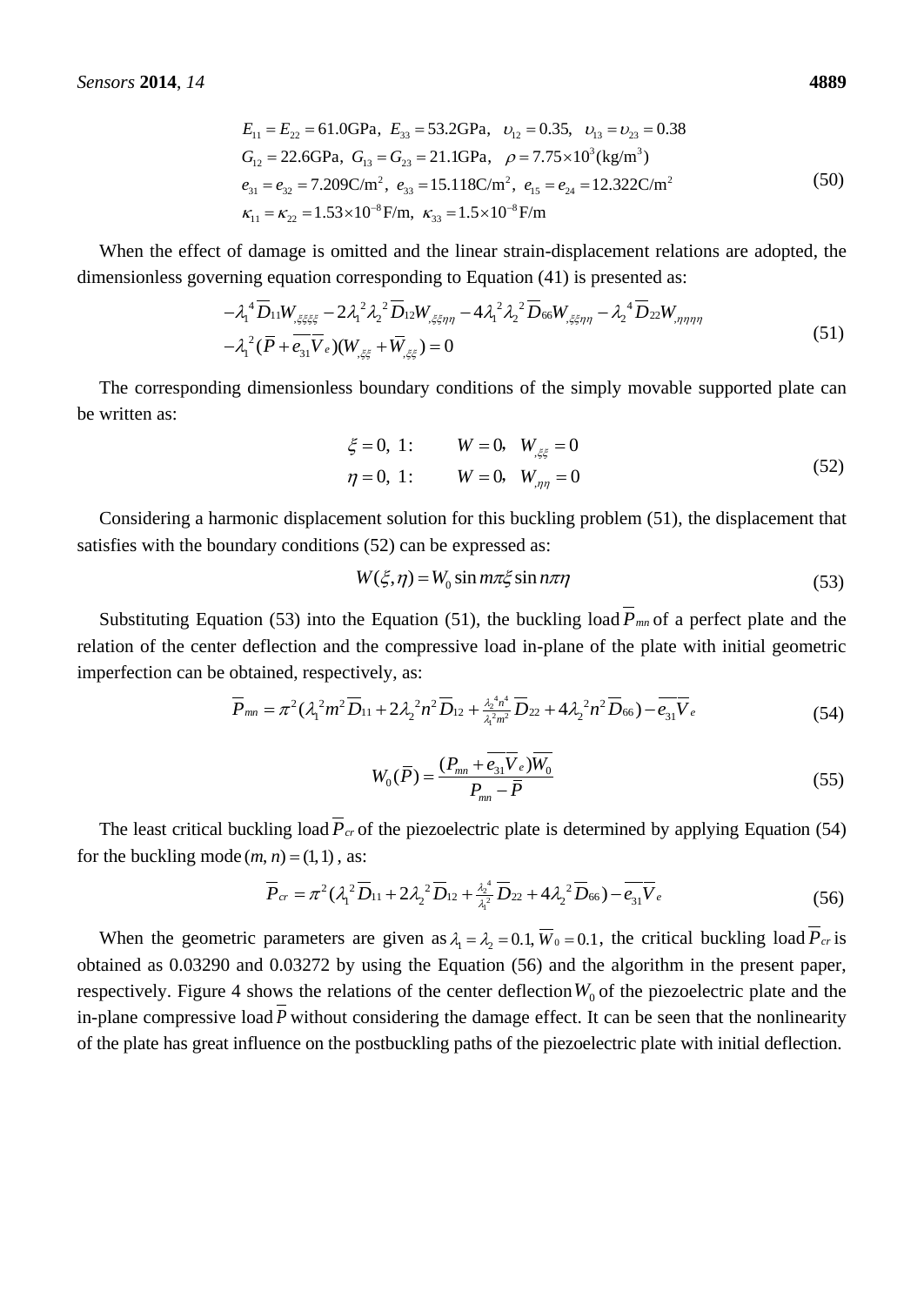$$
\begin{aligned}
&E_{11}=E_{22}=61.0\text{GPa},\ E_{33}=53.2\text{GPa},\ \ \upsilon_{12}=0.35,\ \ \upsilon_{13}=\upsilon_{23}=0.38\\
&G_{12}=22.6\text{GPa},\ G_{13}=G_{23}=21.1\text{GPa},\ \ \rho=7.75\times10^{3}(\text{kg/m}^{3})\\
&e_{31}=e_{32}=7.209\text{C/m}^{2},\ e_{33}=15.118\text{C/m}^{2},\ e_{15}=e_{24}=12.322\text{C/m}^{2}\\
&\kappa_{11}=\kappa_{22}=1.53\times10^{-8}\text{F/m},\ \kappa_{33}=1.5\times10^{-8}\text{F/m}
\end{aligned}
\tag{50}
$$

When the effect of damage is omitted and the linear strain-displacement relations are adopted, the dimensionless governing equation corresponding to Equation (41) is presented as:

$$
\begin{aligned}
&-\lambda_1^{4}\overline{D}_{11}W_{,\xi\xi\xi\xi}-2\lambda_1^{2}\lambda_2^{2}\overline{D}_{12}W_{,\xi\xi\eta\eta}-4\lambda_1^{2}\lambda_2^{2}\overline{D}_{66}W_{,\xi\xi\eta\eta}-\lambda_2^{4}\overline{D}_{22}W_{,\eta\eta\eta\eta}\\
&-\lambda_1^{2}(\overline{P}+\overline{e_{31}}\overline{V}_e)(W_{,\xi\xi}+\overline{W}_{,\xi\xi})=0
\end{aligned}
\tag{51}
$$

The corresponding dimensionless boundary conditions of the simply movable supported plate can be written as:

$$
\begin{aligned}
&\xi=0,\ 1: \qquad W=0,\ \ W_{,\xi\xi}=0\\
&\eta=0,\ 1: \qquad W=0,\ \ W_{,\eta\eta}=0
\end{aligned}
\tag{52}
$$

Considering a harmonic displacement solution for this buckling problem (51), the displacement that satisfies with the boundary conditions (52) can be expressed as:

$$
W(\xi,\eta)=W_0\sin m\pi\xi\sin n\pi\eta
\tag{53}
$$

Substituting Equation (53) into the Equation (51), the buckling load $\overline{P}_{mn}$ of a perfect plate and the relation of the center deflection and the compressive load in-plane of the plate with initial geometric imperfection can be obtained, respectively, as:

$$
\overline{P}_{mn}=\pi^{2}(\lambda_1^{2}m^{2}\overline{D}_{11}+2\lambda_2^{2}n^{2}\overline{D}_{12}+\tfrac{\lambda_2^{4}n^{4}}{\lambda_1^{2}m^{2}}\overline{D}_{22}+4\lambda_2^{2}n^{2}\overline{D}_{66})-\overline{e_{31}}\overline{V}_e
\tag{54}
$$

$$
W_0(\overline{P})=\frac{(P_{mn}+\overline{e_{31}}\overline{V}_e)\overline{W_0}}{P_{mn}-\overline{P}}
\tag{55}
$$

The least critical buckling load $\overline{P}_{cr}$ of the piezoelectric plate is determined by applying Equation (54) for the buckling mode $(m,n)=(1,1)$, as:

$$
\overline{P}_{cr}=\pi^{2}(\lambda_1^{2}\overline{D}_{11}+2\lambda_2^{2}\overline{D}_{12}+\tfrac{\lambda_2^{4}}{\lambda_1^{2}}\overline{D}_{22}+4\lambda_2^{2}\overline{D}_{66})-\overline{e_{31}}\overline{V}_e
\tag{56}
$$

When the geometric parameters are given as $\lambda_1=\lambda_2=0.1, \overline{W}_0=0.1$, the critical buckling load $\overline{P}_{cr}$ is obtained as 0.03290 and 0.03272 by using the Equation (56) and the algorithm in the present paper, respectively. Figure 4 shows the relations of the center deflection $W_0$ of the piezoelectric plate and the in-plane compressive load $\overline{P}$ without considering the damage effect. It can be seen that the nonlinearity of the plate has great influence on the postbuckling paths of the piezoelectric plate with initial deflection.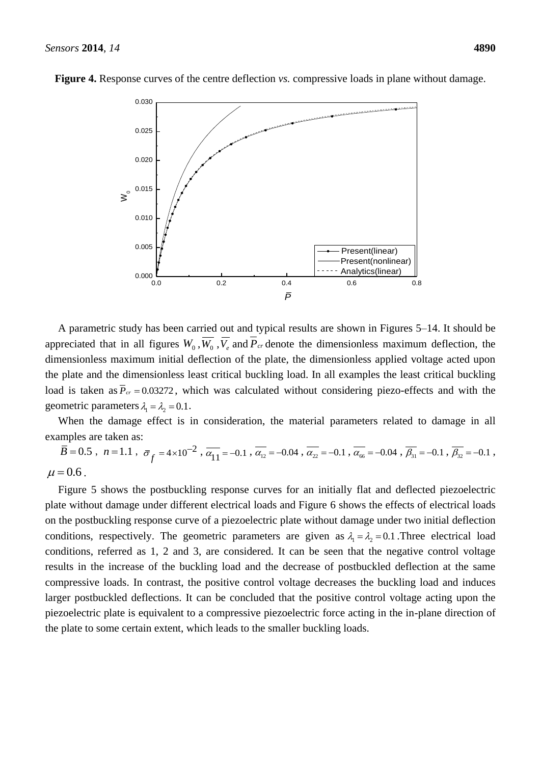**Figure 4.** Response curves of the centre deflection *vs.* compressive loads in plane without damage.

A parametric study has been carried out and typical results are shown in Figures 5–14. It should be appreciated that in all figures $W_0$ ,$\overline{W_0}$ ,$\overline{V_e}$ and $\overline{P}_{cr}$ denote the dimensionless maximum deflection, the dimensionless maximum initial deflection of the plate, the dimensionless applied voltage acted upon the plate and the dimensionless least critical buckling load. In all examples the least critical buckling load is taken as $\overline{P}_{cr} = 0.03272$, which was calculated without considering piezo-effects and with the geometric parameters $\lambda_1 = \lambda_2 = 0.1$.

When the damage effect is in consideration, the material parameters related to damage in all examples are taken as:

$\overline{B} = 0.5$ , $n = 1.1$ , $\overline{\sigma}_f = 4 \times 10^{-2}$ , $\overline{\alpha_{11}} = -0.1$ , $\overline{\alpha_{12}} = -0.04$ , $\overline{\alpha_{22}} = -0.1$ , $\overline{\alpha_{66}} = -0.04$ , $\overline{\beta_{31}} = -0.1$ , $\overline{\beta_{32}} = -0.1$ , $\mu = 0.6$ .

Figure 5 shows the postbuckling response curves for an initially flat and deflected piezoelectric plate without damage under different electrical loads and Figure 6 shows the effects of electrical loads on the postbuckling response curve of a piezoelectric plate without damage under two initial deflection conditions, respectively. The geometric parameters are given as $\lambda_1 = \lambda_2 = 0.1$ .Three electrical load conditions, referred as 1, 2 and 3, are considered. It can be seen that the negative control voltage results in the increase of the buckling load and the decrease of postbuckled deflection at the same compressive loads. In contrast, the positive control voltage decreases the buckling load and induces larger postbuckled deflections. It can be concluded that the positive control voltage acting upon the piezoelectric plate is equivalent to a compressive piezoelectric force acting in the in-plane direction of the plate to some certain extent, which leads to the smaller buckling loads.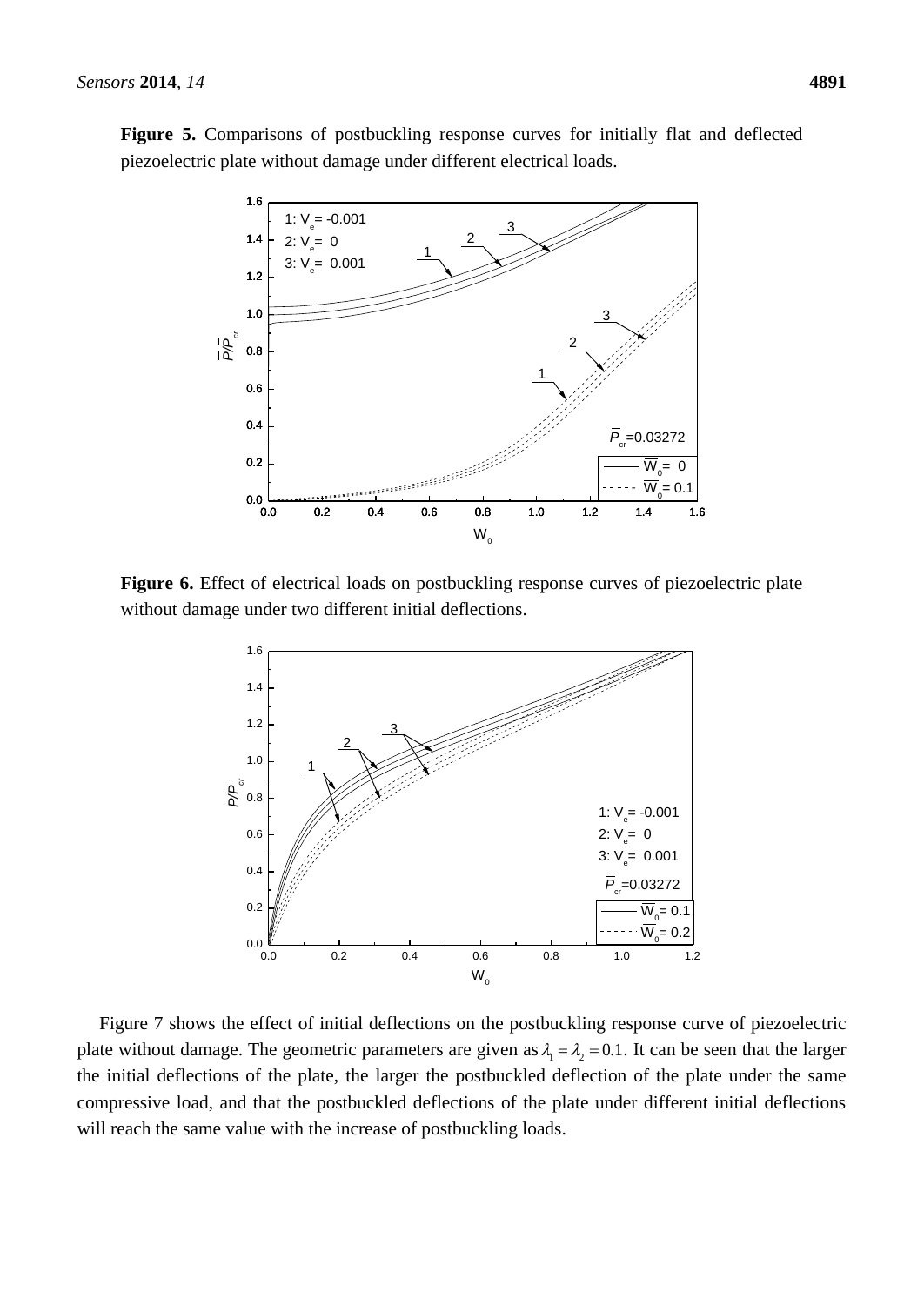**Figure 5.** Comparisons of postbuckling response curves for initially flat and deflected piezoelectric plate without damage under different electrical loads.

**Figure 6.** Effect of electrical loads on postbuckling response curves of piezoelectric plate without damage under two different initial deflections.

Figure 7 shows the effect of initial deflections on the postbuckling response curve of piezoelectric plate without damage. The geometric parameters are given as $\lambda_1 = \lambda_2 = 0.1$. It can be seen that the larger the initial deflections of the plate, the larger the postbuckled deflection of the plate under the same compressive load, and that the postbuckled deflections of the plate under different initial deflections will reach the same value with the increase of postbuckling loads.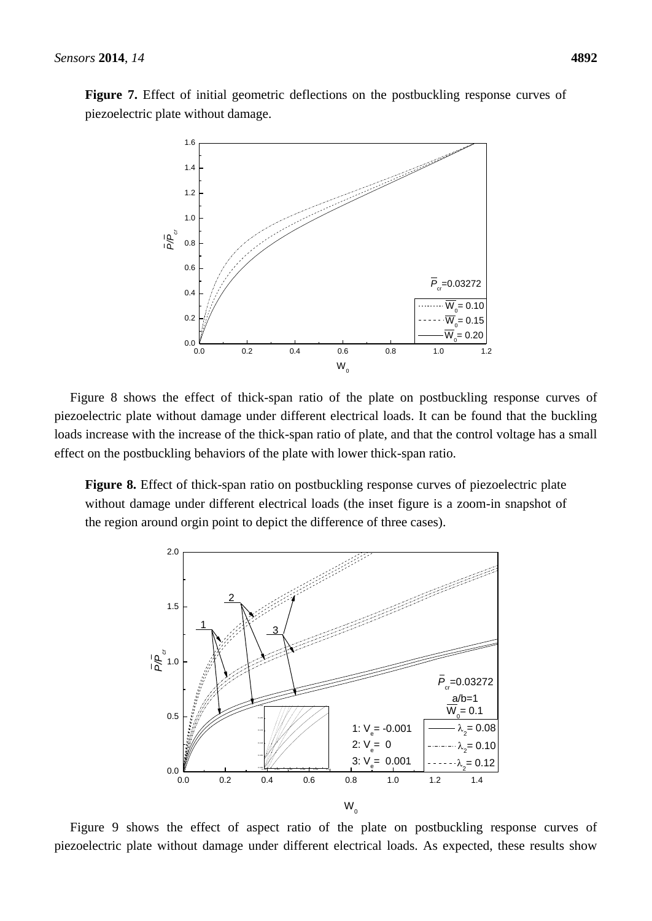**Figure 7.** Effect of initial geometric deflections on the postbuckling response curves of piezoelectric plate without damage.

Figure 8 shows the effect of thick-span ratio of the plate on postbuckling response curves of piezoelectric plate without damage under different electrical loads. It can be found that the buckling loads increase with the increase of the thick-span ratio of plate, and that the control voltage has a small effect on the postbuckling behaviors of the plate with lower thick-span ratio.

**Figure 8.** Effect of thick-span ratio on postbuckling response curves of piezoelectric plate without damage under different electrical loads (the inset figure is a zoom-in snapshot of the region around orgin point to depict the difference of three cases).

Figure 9 shows the effect of aspect ratio of the plate on postbuckling response curves of piezoelectric plate without damage under different electrical loads. As expected, these results show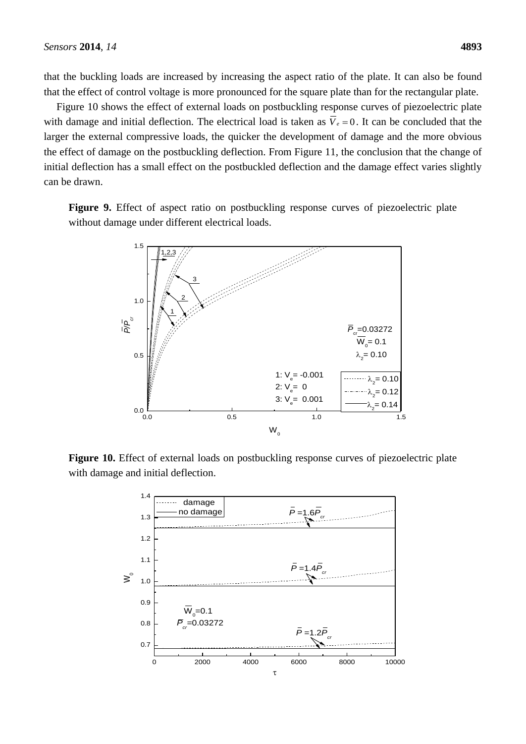that the buckling loads are increased by increasing the aspect ratio of the plate. It can also be found that the effect of control voltage is more pronounced for the square plate than for the rectangular plate.

Figure 10 shows the effect of external loads on postbuckling response curves of piezoelectric plate with damage and initial deflection. The electrical load is taken as $\overline{V}_e = 0$. It can be concluded that the larger the external compressive loads, the quicker the development of damage and the more obvious the effect of damage on the postbuckling deflection. From Figure 11, the conclusion that the change of initial deflection has a small effect on the postbuckled deflection and the damage effect varies slightly can be drawn.

**Figure 9.** Effect of aspect ratio on postbuckling response curves of piezoelectric plate without damage under different electrical loads.

**Figure 10.** Effect of external loads on postbuckling response curves of piezoelectric plate with damage and initial deflection.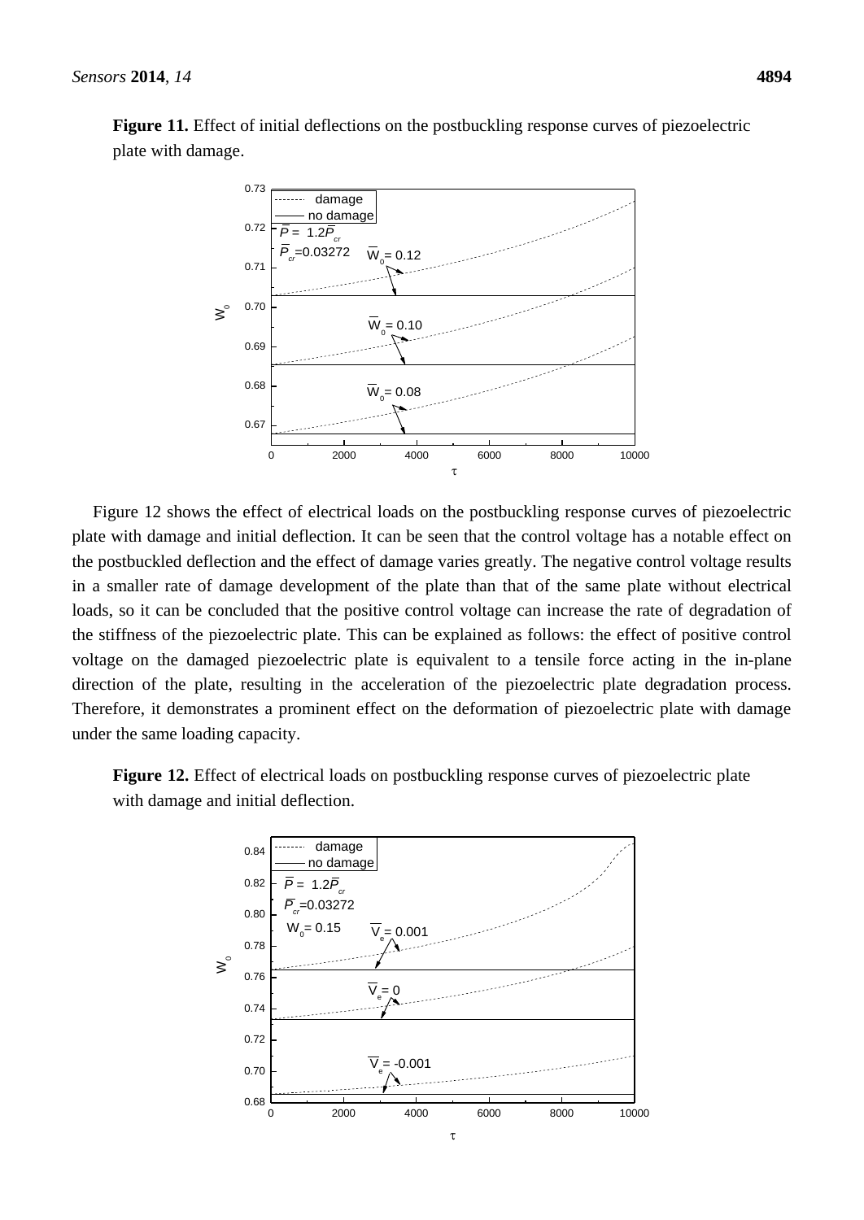**Figure 11.** Effect of initial deflections on the postbuckling response curves of piezoelectric plate with damage.

Figure 12 shows the effect of electrical loads on the postbuckling response curves of piezoelectric plate with damage and initial deflection. It can be seen that the control voltage has a notable effect on the postbuckled deflection and the effect of damage varies greatly. The negative control voltage results in a smaller rate of damage development of the plate than that of the same plate without electrical loads, so it can be concluded that the positive control voltage can increase the rate of degradation of the stiffness of the piezoelectric plate. This can be explained as follows: the effect of positive control voltage on the damaged piezoelectric plate is equivalent to a tensile force acting in the in-plane direction of the plate, resulting in the acceleration of the piezoelectric plate degradation process. Therefore, it demonstrates a prominent effect on the deformation of piezoelectric plate with damage under the same loading capacity.

**Figure 12.** Effect of electrical loads on postbuckling response curves of piezoelectric plate with damage and initial deflection.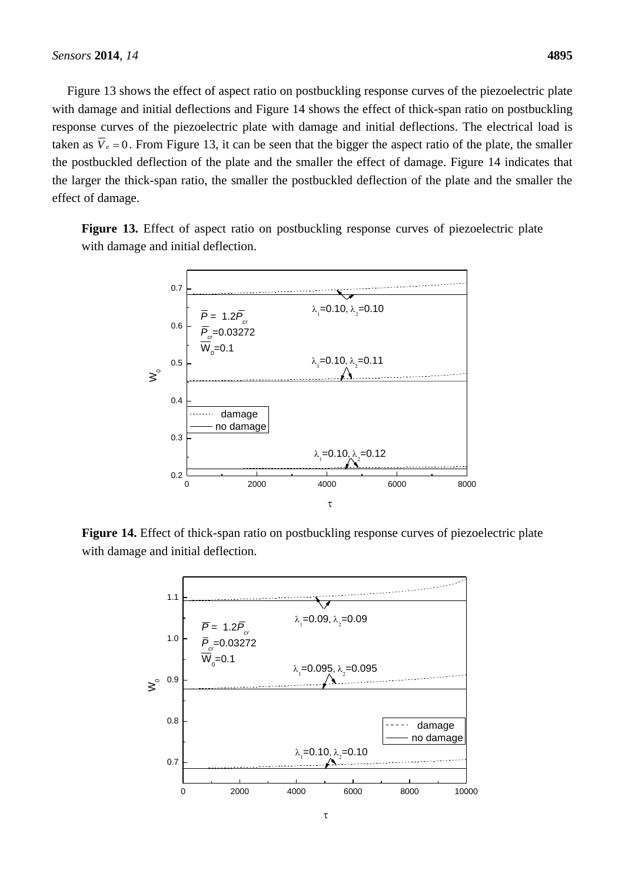Figure 13 shows the effect of aspect ratio on postbuckling response curves of the piezoelectric plate with damage and initial deflections and Figure 14 shows the effect of thick-span ratio on postbuckling response curves of the piezoelectric plate with damage and initial deflections. The electrical load is taken as $\overline{V}_e = 0$. From Figure 13, it can be seen that the bigger the aspect ratio of the plate, the smaller the postbuckled deflection of the plate and the smaller the effect of damage. Figure 14 indicates that the larger the thick-span ratio, the smaller the postbuckled deflection of the plate and the smaller the effect of damage.

**Figure 13.** Effect of aspect ratio on postbuckling response curves of piezoelectric plate with damage and initial deflection.

**Figure 14.** Effect of thick-span ratio on postbuckling response curves of piezoelectric plate with damage and initial deflection.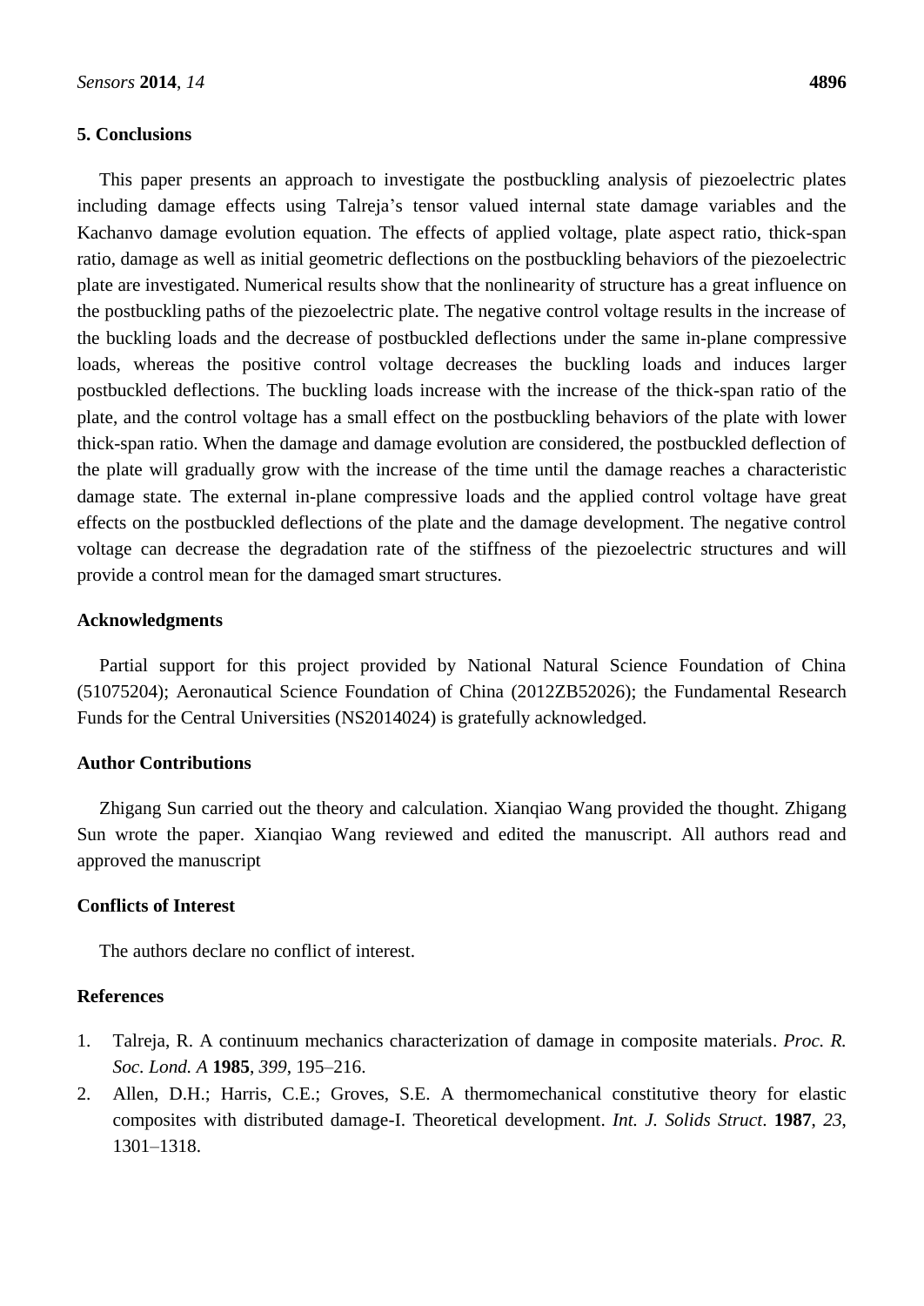## 5. Conclusions

This paper presents an approach to investigate the postbuckling analysis of piezoelectric plates including damage effects using Talreja's tensor valued internal state damage variables and the Kachanvo damage evolution equation. The effects of applied voltage, plate aspect ratio, thick-span ratio, damage as well as initial geometric deflections on the postbuckling behaviors of the piezoelectric plate are investigated. Numerical results show that the nonlinearity of structure has a great influence on the postbuckling paths of the piezoelectric plate. The negative control voltage results in the increase of the buckling loads and the decrease of postbuckled deflections under the same in-plane compressive loads, whereas the positive control voltage decreases the buckling loads and induces larger postbuckled deflections. The buckling loads increase with the increase of the thick-span ratio of the plate, and the control voltage has a small effect on the postbuckling behaviors of the plate with lower thick-span ratio. When the damage and damage evolution are considered, the postbuckled deflection of the plate will gradually grow with the increase of the time until the damage reaches a characteristic damage state. The external in-plane compressive loads and the applied control voltage have great effects on the postbuckled deflections of the plate and the damage development. The negative control voltage can decrease the degradation rate of the stiffness of the piezoelectric structures and will provide a control mean for the damaged smart structures.

## Acknowledgments

Partial support for this project provided by National Natural Science Foundation of China (51075204); Aeronautical Science Foundation of China (2012ZB52026); the Fundamental Research Funds for the Central Universities (NS2014024) is gratefully acknowledged.

## Author Contributions

Zhigang Sun carried out the theory and calculation. Xianqiao Wang provided the thought. Zhigang Sun wrote the paper. Xianqiao Wang reviewed and edited the manuscript. All authors read and approved the manuscript

## Conflicts of Interest

The authors declare no conflict of interest.

## References

1. Talreja, R. A continuum mechanics characterization of damage in composite materials. *Proc. R. Soc. Lond. A* **1985**, *399*, 195–216.
2. Allen, D.H.; Harris, C.E.; Groves, S.E. A thermomechanical constitutive theory for elastic composites with distributed damage-I. Theoretical development. *Int. J. Solids Struct*. **1987**, *23*, 1301–1318.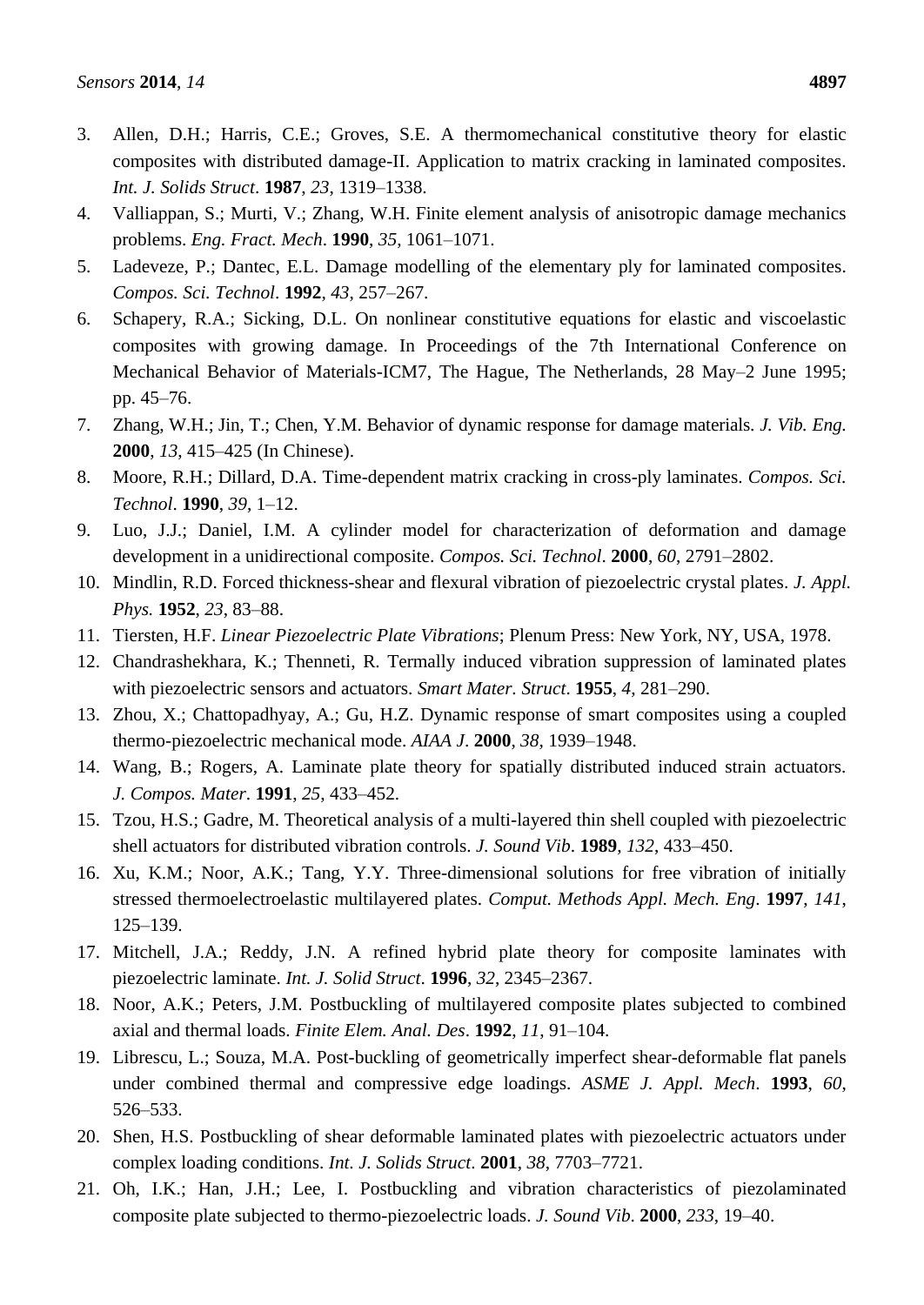3. Allen, D.H.; Harris, C.E.; Groves, S.E. A thermomechanical constitutive theory for elastic composites with distributed damage-II. Application to matrix cracking in laminated composites. *Int. J. Solids Struct*. **1987**, *23*, 1319–1338.
4. Valliappan, S.; Murti, V.; Zhang, W.H. Finite element analysis of anisotropic damage mechanics problems. *Eng. Fract. Mech*. **1990**, *35*, 1061–1071.
5. Ladeveze, P.; Dantec, E.L. Damage modelling of the elementary ply for laminated composites. *Compos. Sci. Technol*. **1992**, *43*, 257–267.
6. Schapery, R.A.; Sicking, D.L. On nonlinear constitutive equations for elastic and viscoelastic composites with growing damage. In Proceedings of the 7th International Conference on Mechanical Behavior of Materials-ICM7, The Hague, The Netherlands, 28 May–2 June 1995; pp. 45–76.
7. Zhang, W.H.; Jin, T.; Chen, Y.M. Behavior of dynamic response for damage materials. *J. Vib. Eng.* **2000**, *13*, 415–425 (In Chinese).
8. Moore, R.H.; Dillard, D.A. Time-dependent matrix cracking in cross-ply laminates. *Compos. Sci. Technol*. **1990**, *39*, 1–12.
9. Luo, J.J.; Daniel, I.M. A cylinder model for characterization of deformation and damage development in a unidirectional composite. *Compos. Sci. Technol*. **2000**, *60*, 2791–2802.
10. Mindlin, R.D. Forced thickness-shear and flexural vibration of piezoelectric crystal plates. *J. Appl. Phys.* **1952**, *23*, 83–88.
11. Tiersten, H.F. *Linear Piezoelectric Plate Vibrations*; Plenum Press: New York, NY, USA, 1978.
12. Chandrashekhara, K.; Thenneti, R. Termally induced vibration suppression of laminated plates with piezoelectric sensors and actuators. *Smart Mater. Struct*. **1955**, *4*, 281–290.
13. Zhou, X.; Chattopadhyay, A.; Gu, H.Z. Dynamic response of smart composites using a coupled thermo-piezoelectric mechanical mode. *AIAA J*. **2000**, *38*, 1939–1948.
14. Wang, B.; Rogers, A. Laminate plate theory for spatially distributed induced strain actuators. *J. Compos. Mater*. **1991**, *25*, 433–452.
15. Tzou, H.S.; Gadre, M. Theoretical analysis of a multi-layered thin shell coupled with piezoelectric shell actuators for distributed vibration controls. *J. Sound Vib*. **1989**, *132*, 433–450.
16. Xu, K.M.; Noor, A.K.; Tang, Y.Y. Three-dimensional solutions for free vibration of initially stressed thermoelectroelastic multilayered plates. *Comput. Methods Appl. Mech. Eng*. **1997**, *141*, 125–139.
17. Mitchell, J.A.; Reddy, J.N. A refined hybrid plate theory for composite laminates with piezoelectric laminate. *Int. J. Solid Struct*. **1996**, *32*, 2345–2367.
18. Noor, A.K.; Peters, J.M. Postbuckling of multilayered composite plates subjected to combined axial and thermal loads. *Finite Elem. Anal. Des*. **1992**, *11*, 91–104.
19. Librescu, L.; Souza, M.A. Post-buckling of geometrically imperfect shear-deformable flat panels under combined thermal and compressive edge loadings. *ASME J. Appl. Mech*. **1993**, *60*, 526–533.
20. Shen, H.S. Postbuckling of shear deformable laminated plates with piezoelectric actuators under complex loading conditions. *Int. J. Solids Struct*. **2001**, *38*, 7703–7721.
21. Oh, I.K.; Han, J.H.; Lee, I. Postbuckling and vibration characteristics of piezolaminated composite plate subjected to thermo-piezoelectric loads. *J. Sound Vib*. **2000**, *233*, 19–40.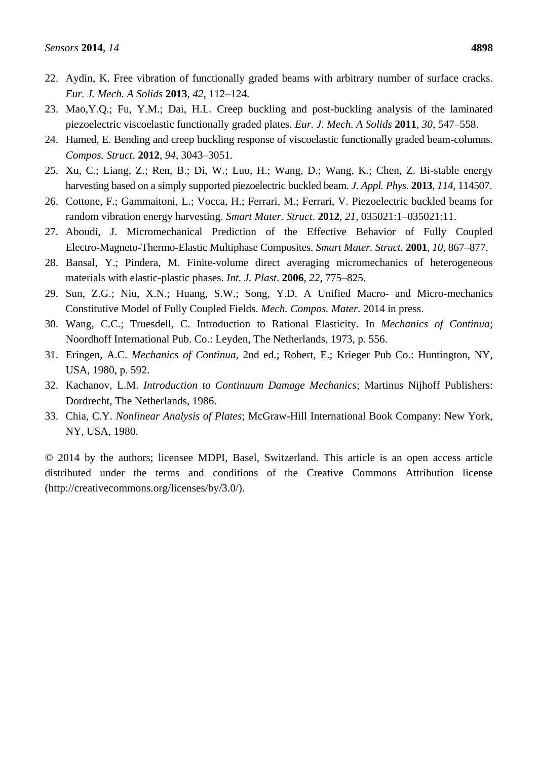22. Aydin, K. Free vibration of functionally graded beams with arbitrary number of surface cracks. *Eur. J. Mech. A Solids* **2013**, *42*, 112–124.
23. Mao,Y.Q.; Fu, Y.M.; Dai, H.L. Creep buckling and post-buckling analysis of the laminated piezoelectric viscoelastic functionally graded plates. *Eur. J. Mech. A Solids* **2011**, *30*, 547–558.
24. Hamed, E. Bending and creep buckling response of viscoelastic functionally graded beam-columns. *Compos. Struct*. **2012**, *94*, 3043–3051.
25. Xu, C.; Liang, Z.; Ren, B.; Di, W.; Luo, H.; Wang, D.; Wang, K.; Chen, Z. Bi-stable energy harvesting based on a simply supported piezoelectric buckled beam. *J. Appl. Phys*. **2013**, *114*, 114507.
26. Cottone, F.; Gammaitoni, L.; Vocca, H.; Ferrari, M.; Ferrari, V. Piezoelectric buckled beams for random vibration energy harvesting. *Smart Mater. Struct*. **2012**, *21*, 035021:1–035021:11.
27. Aboudi, J. Micromechanical Prediction of the Effective Behavior of Fully Coupled Electro-Magneto-Thermo-Elastic Multiphase Composites. *Smart Mater. Struct*. **2001**, *10*, 867–877.
28. Bansal, Y.; Pindera, M. Finite-volume direct averaging micromechanics of heterogeneous materials with elastic-plastic phases. *Int. J. Plast*. **2006**, *22*, 775–825.
29. Sun, Z.G.; Niu, X.N.; Huang, S.W.; Song, Y.D. A Unified Macro- and Micro-mechanics Constitutive Model of Fully Coupled Fields. *Mech. Compos. Mater.* 2014 in press.
30. Wang, C.C.; Truesdell, C. Introduction to Rational Elasticity. In *Mechanics of Continua*; Noordhoff International Pub. Co.: Leyden, The Netherlands, 1973, p. 556.
31. Eringen, A.C. *Mechanics of Continua*, 2nd ed.; Robert, E.; Krieger Pub Co.: Huntington, NY, USA, 1980, p. 592.
32. Kachanov, L.M. *Introduction to Continuum Damage Mechanics*; Martinus Nijhoff Publishers: Dordrecht, The Netherlands, 1986.
33. Chia, C.Y. *Nonlinear Analysis of Plates*; McGraw-Hill International Book Company: New York, NY, USA, 1980.

© 2014 by the authors; licensee MDPI, Basel, Switzerland. This article is an open access article distributed under the terms and conditions of the Creative Commons Attribution license (http://creativecommons.org/licenses/by/3.0/).